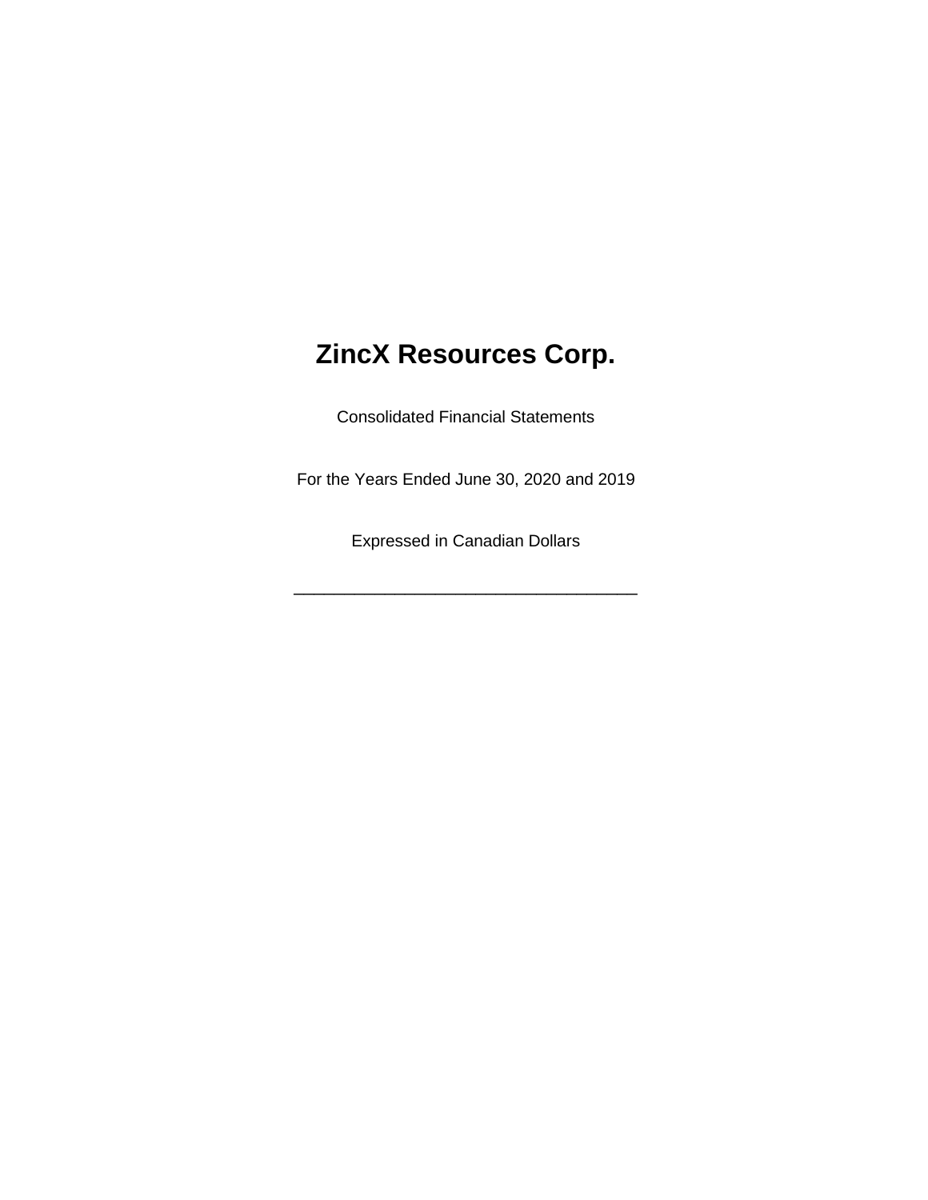# ZincX Resources Corp.

Consolidated Financial Statements

For the Years Ended June 30, 2020 and 2019

Expressed in Canadian Dollars

---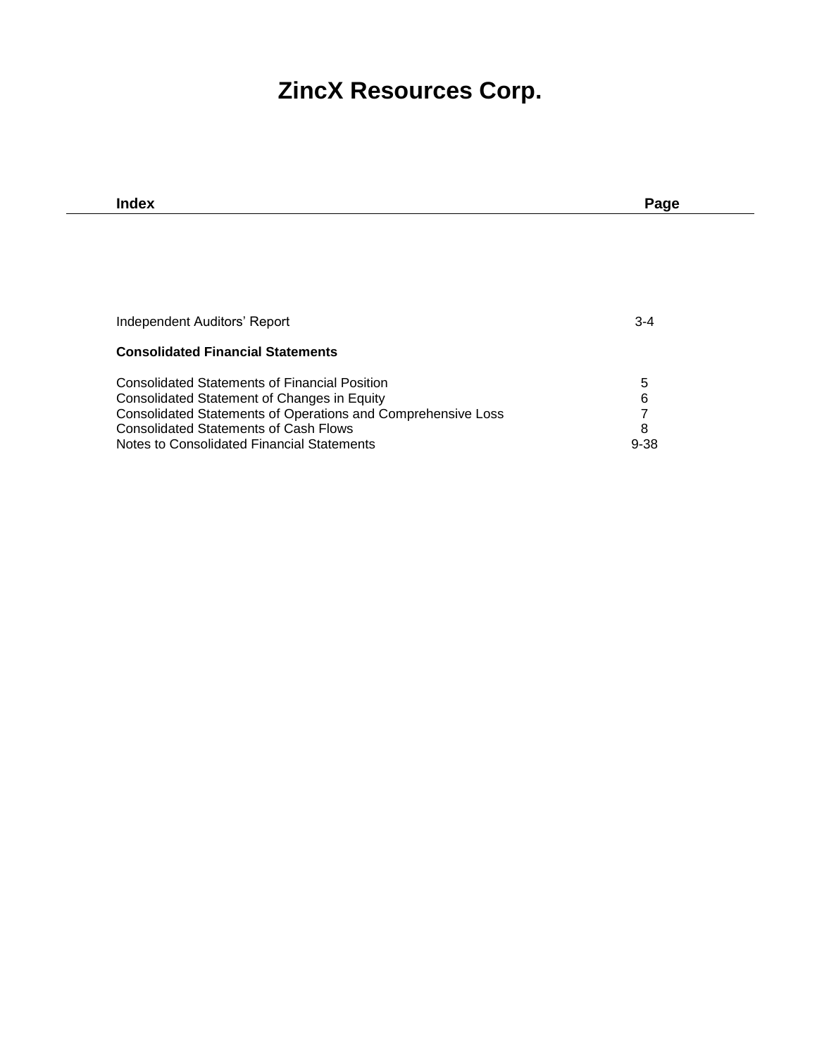# ZincX Resources Corp.

| Index | Page |
|---|---|
| Independent Auditors' Report | 3-4 |
| **Consolidated Financial Statements** | |
| Consolidated Statements of Financial Position | 5 |
| Consolidated Statement of Changes in Equity | 6 |
| Consolidated Statements of Operations and Comprehensive Loss | 7 |
| Consolidated Statements of Cash Flows | 8 |
| Notes to Consolidated Financial Statements | 9-38 |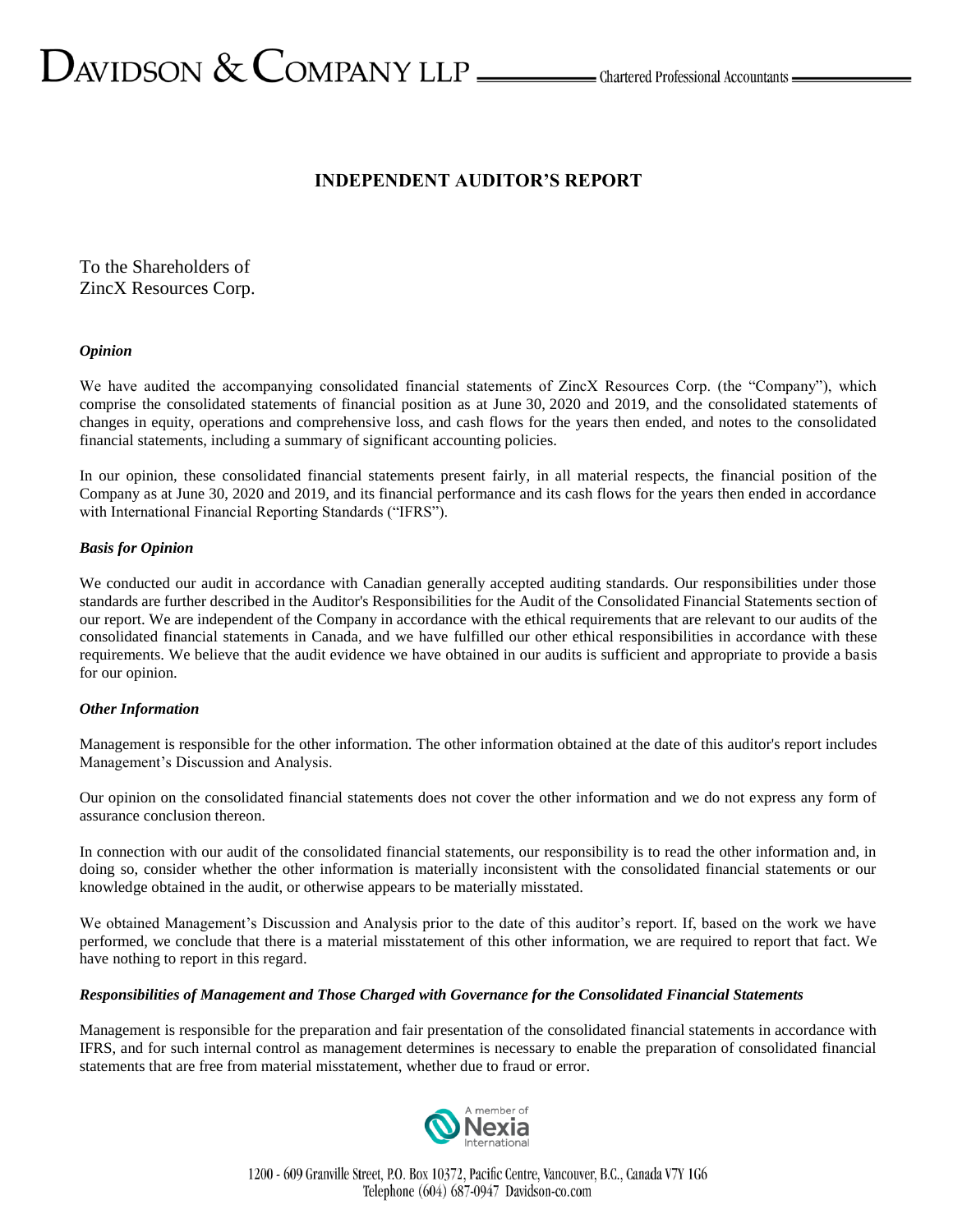# INDEPENDENT AUDITOR'S REPORT

To the Shareholders of
ZincX Resources Corp.

### *Opinion*

We have audited the accompanying consolidated financial statements of ZincX Resources Corp. (the "Company"), which comprise the consolidated statements of financial position as at June 30, 2020 and 2019, and the consolidated statements of changes in equity, operations and comprehensive loss, and cash flows for the years then ended, and notes to the consolidated financial statements, including a summary of significant accounting policies.

In our opinion, these consolidated financial statements present fairly, in all material respects, the financial position of the Company as at June 30, 2020 and 2019, and its financial performance and its cash flows for the years then ended in accordance with International Financial Reporting Standards ("IFRS").

### *Basis for Opinion*

We conducted our audit in accordance with Canadian generally accepted auditing standards. Our responsibilities under those standards are further described in the Auditor's Responsibilities for the Audit of the Consolidated Financial Statements section of our report. We are independent of the Company in accordance with the ethical requirements that are relevant to our audits of the consolidated financial statements in Canada, and we have fulfilled our other ethical responsibilities in accordance with these requirements. We believe that the audit evidence we have obtained in our audits is sufficient and appropriate to provide a basis for our opinion.

### *Other Information*

Management is responsible for the other information. The other information obtained at the date of this auditor's report includes Management's Discussion and Analysis.

Our opinion on the consolidated financial statements does not cover the other information and we do not express any form of assurance conclusion thereon.

In connection with our audit of the consolidated financial statements, our responsibility is to read the other information and, in doing so, consider whether the other information is materially inconsistent with the consolidated financial statements or our knowledge obtained in the audit, or otherwise appears to be materially misstated.

We obtained Management's Discussion and Analysis prior to the date of this auditor's report. If, based on the work we have performed, we conclude that there is a material misstatement of this other information, we are required to report that fact. We have nothing to report in this regard.

### *Responsibilities of Management and Those Charged with Governance for the Consolidated Financial Statements*

Management is responsible for the preparation and fair presentation of the consolidated financial statements in accordance with IFRS, and for such internal control as management determines is necessary to enable the preparation of consolidated financial statements that are free from material misstatement, whether due to fraud or error.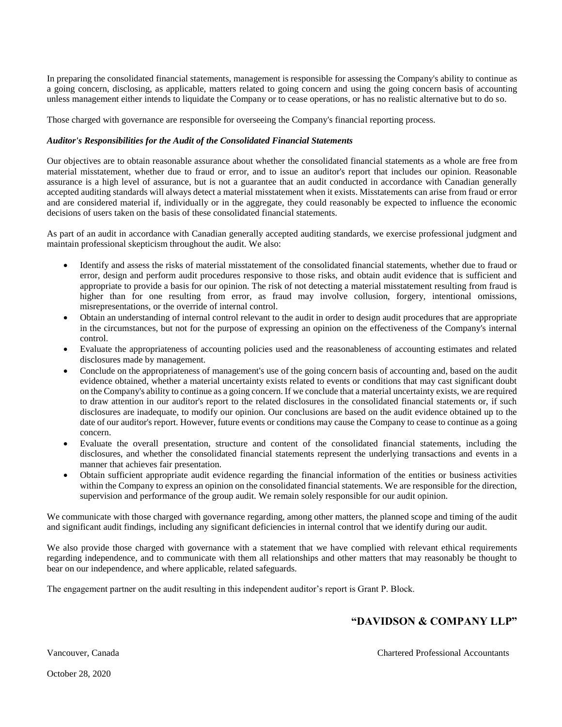In preparing the consolidated financial statements, management is responsible for assessing the Company's ability to continue as a going concern, disclosing, as applicable, matters related to going concern and using the going concern basis of accounting unless management either intends to liquidate the Company or to cease operations, or has no realistic alternative but to do so.

Those charged with governance are responsible for overseeing the Company's financial reporting process.

***Auditor's Responsibilities for the Audit of the Consolidated Financial Statements***

Our objectives are to obtain reasonable assurance about whether the consolidated financial statements as a whole are free from material misstatement, whether due to fraud or error, and to issue an auditor's report that includes our opinion. Reasonable assurance is a high level of assurance, but is not a guarantee that an audit conducted in accordance with Canadian generally accepted auditing standards will always detect a material misstatement when it exists. Misstatements can arise from fraud or error and are considered material if, individually or in the aggregate, they could reasonably be expected to influence the economic decisions of users taken on the basis of these consolidated financial statements.

As part of an audit in accordance with Canadian generally accepted auditing standards, we exercise professional judgment and maintain professional skepticism throughout the audit. We also:

- Identify and assess the risks of material misstatement of the consolidated financial statements, whether due to fraud or error, design and perform audit procedures responsive to those risks, and obtain audit evidence that is sufficient and appropriate to provide a basis for our opinion. The risk of not detecting a material misstatement resulting from fraud is higher than for one resulting from error, as fraud may involve collusion, forgery, intentional omissions, misrepresentations, or the override of internal control.
- Obtain an understanding of internal control relevant to the audit in order to design audit procedures that are appropriate in the circumstances, but not for the purpose of expressing an opinion on the effectiveness of the Company's internal control.
- Evaluate the appropriateness of accounting policies used and the reasonableness of accounting estimates and related disclosures made by management.
- Conclude on the appropriateness of management's use of the going concern basis of accounting and, based on the audit evidence obtained, whether a material uncertainty exists related to events or conditions that may cast significant doubt on the Company's ability to continue as a going concern. If we conclude that a material uncertainty exists, we are required to draw attention in our auditor's report to the related disclosures in the consolidated financial statements or, if such disclosures are inadequate, to modify our opinion. Our conclusions are based on the audit evidence obtained up to the date of our auditor's report. However, future events or conditions may cause the Company to cease to continue as a going concern.
- Evaluate the overall presentation, structure and content of the consolidated financial statements, including the disclosures, and whether the consolidated financial statements represent the underlying transactions and events in a manner that achieves fair presentation.
- Obtain sufficient appropriate audit evidence regarding the financial information of the entities or business activities within the Company to express an opinion on the consolidated financial statements. We are responsible for the direction, supervision and performance of the group audit. We remain solely responsible for our audit opinion.

We communicate with those charged with governance regarding, among other matters, the planned scope and timing of the audit and significant audit findings, including any significant deficiencies in internal control that we identify during our audit.

We also provide those charged with governance with a statement that we have complied with relevant ethical requirements regarding independence, and to communicate with them all relationships and other matters that may reasonably be thought to bear on our independence, and where applicable, related safeguards.

The engagement partner on the audit resulting in this independent auditor's report is Grant P. Block.

**"DAVIDSON & COMPANY LLP"**

Vancouver, Canada

Chartered Professional Accountants

October 28, 2020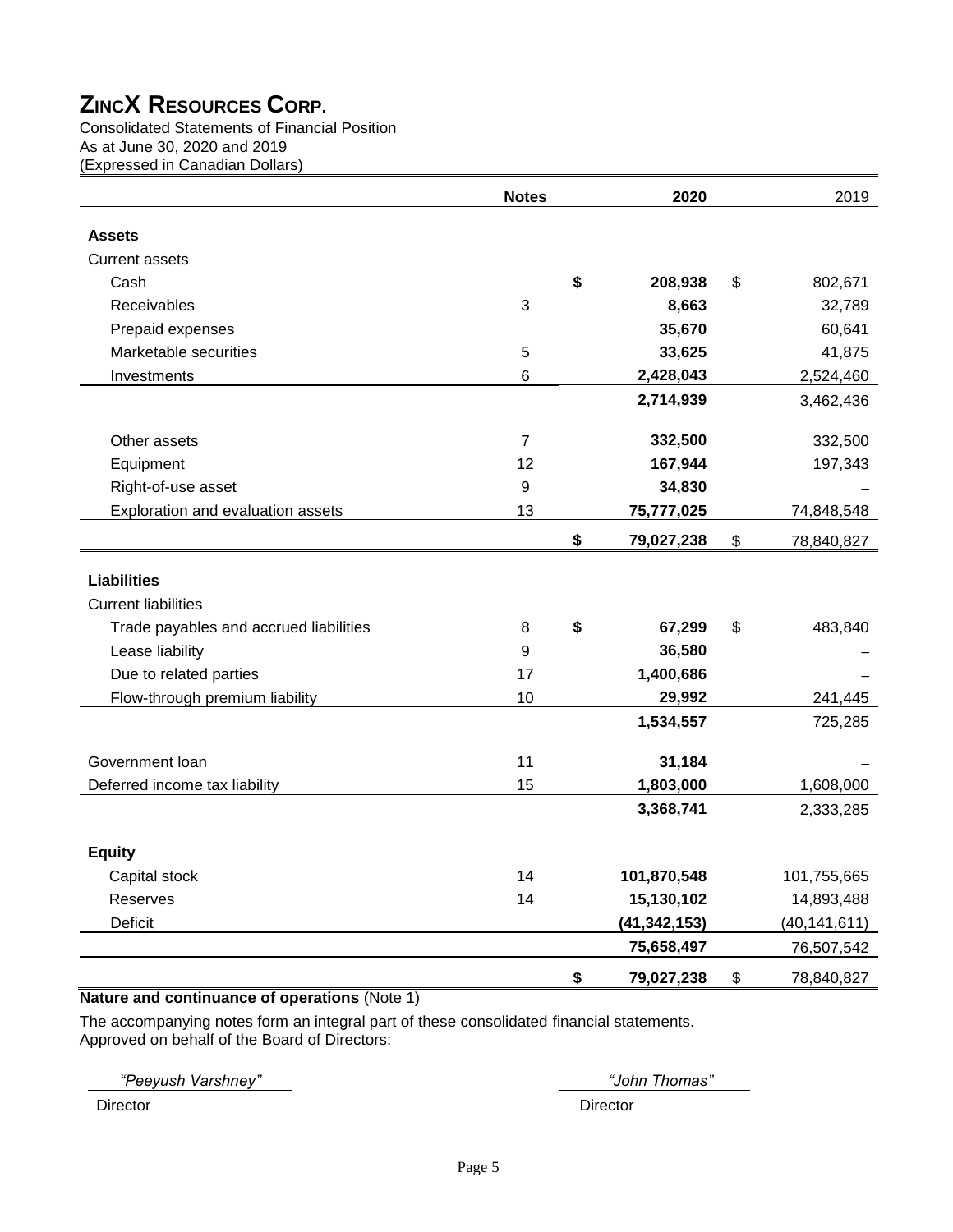# ZINCX RESOURCES CORP.

Consolidated Statements of Financial Position
As at June 30, 2020 and 2019
(Expressed in Canadian Dollars)

| | Notes | 2020 | 2019 |
|---|---|---|---|
| **Assets** | | | |
| Current assets | | | |
| Cash | | **$ 208,938** | $ 802,671 |
| Receivables | 3 | **8,663** | 32,789 |
| Prepaid expenses | | **35,670** | 60,641 |
| Marketable securities | 5 | **33,625** | 41,875 |
| Investments | 6 | **2,428,043** | 2,524,460 |
| | | **2,714,939** | 3,462,436 |
| Other assets | 7 | **332,500** | 332,500 |
| Equipment | 12 | **167,944** | 197,343 |
| Right-of-use asset | 9 | **34,830** | – |
| Exploration and evaluation assets | 13 | **75,777,025** | 74,848,548 |
| | | **$ 79,027,238** | $ 78,840,827 |
| **Liabilities** | | | |
| Current liabilities | | | |
| Trade payables and accrued liabilities | 8 | **$ 67,299** | $ 483,840 |
| Lease liability | 9 | **36,580** | – |
| Due to related parties | 17 | **1,400,686** | – |
| Flow-through premium liability | 10 | **29,992** | 241,445 |
| | | **1,534,557** | 725,285 |
| Government loan | 11 | **31,184** | – |
| Deferred income tax liability | 15 | **1,803,000** | 1,608,000 |
| | | **3,368,741** | 2,333,285 |
| **Equity** | | | |
| Capital stock | 14 | **101,870,548** | 101,755,665 |
| Reserves | 14 | **15,130,102** | 14,893,488 |
| Deficit | | **(41,342,153)** | (40,141,611) |
| | | **75,658,497** | 76,507,542 |
| | | **$ 79,027,238** | $ 78,840,827 |

**Nature and continuance of operations** (Note 1)

The accompanying notes form an integral part of these consolidated financial statements.
Approved on behalf of the Board of Directors:

*"Peeyush Varshney"*
Director

*"John Thomas"*
Director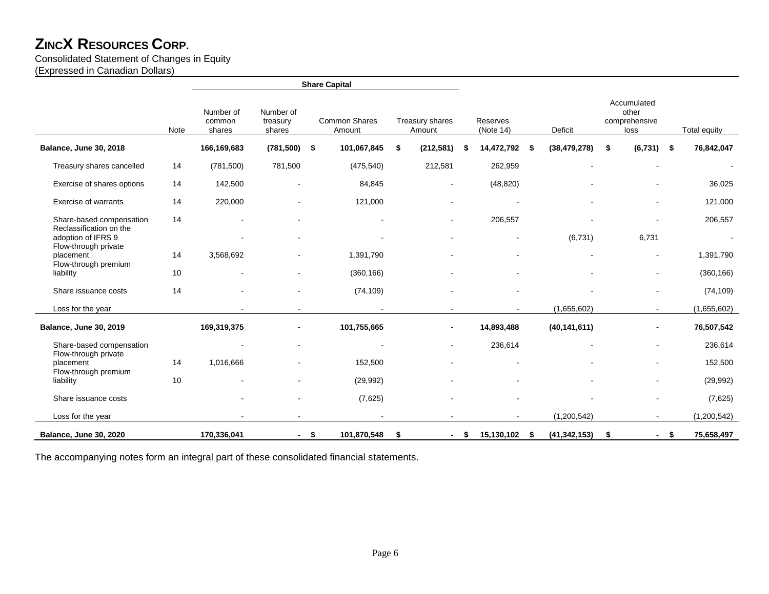# ZincX Resources Corp.

Consolidated Statement of Changes in Equity
(Expressed in Canadian Dollars)

| | Note | Share Capital | | | | | | | |
|---|---|---|---|---|---|---|---|---|---|
| | | Number of common shares | Number of treasury shares | Common Shares Amount | Treasury shares Amount | Reserves (Note 14) | Deficit | Accumulated other comprehensive loss | Total equity |
| **Balance, June 30, 2018** | | **166,169,683** | **(781,500)** | **$ 101,067,845** | **$ (212,581)** | **$ 14,472,792** | **$ (38,479,278)** | **$ (6,731)** | **$ 76,842,047** |
| Treasury shares cancelled | 14 | (781,500) | 781,500 | (475,540) | 212,581 | 262,959 | - | - | - |
| Exercise of shares options | 14 | 142,500 | - | 84,845 | - | (48,820) | - | - | 36,025 |
| Exercise of warrants | 14 | 220,000 | - | 121,000 | - | - | - | - | 121,000 |
| Share-based compensation | 14 | - | - | - | - | 206,557 | - | - | 206,557 |
| Reclassification on the adoption of IFRS 9 | | - | - | - | - | - | (6,731) | 6,731 | - |
| Flow-through private placement | 14 | 3,568,692 | - | 1,391,790 | - | - | - | - | 1,391,790 |
| Flow-through premium liability | 10 | - | - | (360,166) | - | - | - | - | (360,166) |
| Share issuance costs | 14 | - | - | (74,109) | - | - | - | - | (74,109) |
| Loss for the year | | - | - | - | - | - | (1,655,602) | - | (1,655,602) |
| **Balance, June 30, 2019** | | **169,319,375** | **-** | **101,755,665** | **-** | **14,893,488** | **(40,141,611)** | **-** | **76,507,542** |
| Share-based compensation | | - | - | - | - | 236,614 | - | - | 236,614 |
| Flow-through private placement | 14 | 1,016,666 | - | 152,500 | - | - | - | - | 152,500 |
| Flow-through premium liability | 10 | - | - | (29,992) | - | - | - | - | (29,992) |
| Share issuance costs | | - | - | (7,625) | - | - | - | - | (7,625) |
| Loss for the year | | - | - | - | - | - | (1,200,542) | - | (1,200,542) |
| **Balance, June 30, 2020** | | **170,336,041** | **-** | **$ 101,870,548** | **$ -** | **$ 15,130,102** | **$ (41,342,153)** | **$ -** | **$ 75,658,497** |

The accompanying notes form an integral part of these consolidated financial statements.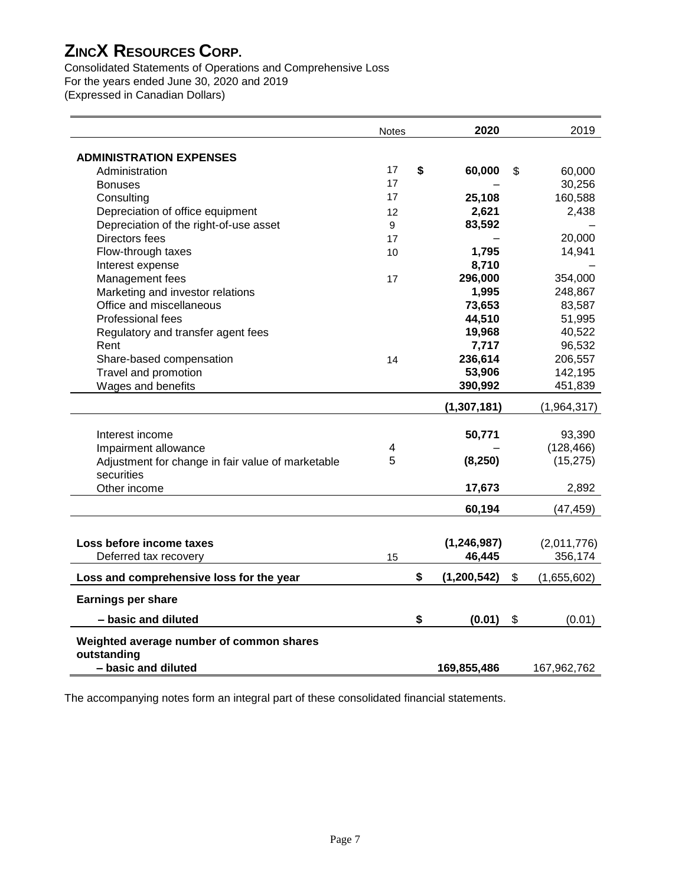# ZINCX RESOURCES CORP.

Consolidated Statements of Operations and Comprehensive Loss
For the years ended June 30, 2020 and 2019
(Expressed in Canadian Dollars)

| | Notes | 2020 | 2019 |
|---|---|---|---|
| **ADMINISTRATION EXPENSES** | | | |
| Administration | 17 | **$ 60,000** | $ 60,000 |
| Bonuses | 17 | – | 30,256 |
| Consulting | 17 | **25,108** | 160,588 |
| Depreciation of office equipment | 12 | **2,621** | 2,438 |
| Depreciation of the right-of-use asset | 9 | **83,592** | – |
| Directors fees | 17 | – | 20,000 |
| Flow-through taxes | 10 | **1,795** | 14,941 |
| Interest expense | | **8,710** | – |
| Management fees | 17 | **296,000** | 354,000 |
| Marketing and investor relations | | **1,995** | 248,867 |
| Office and miscellaneous | | **73,653** | 83,587 |
| Professional fees | | **44,510** | 51,995 |
| Regulatory and transfer agent fees | | **19,968** | 40,522 |
| Rent | | **7,717** | 96,532 |
| Share-based compensation | 14 | **236,614** | 206,557 |
| Travel and promotion | | **53,906** | 142,195 |
| Wages and benefits | | **390,992** | 451,839 |
| | | **(1,307,181)** | (1,964,317) |
| Interest income | | **50,771** | 93,390 |
| Impairment allowance | 4 | – | (128,466) |
| Adjustment for change in fair value of marketable securities | 5 | **(8,250)** | (15,275) |
| Other income | | **17,673** | 2,892 |
| | | **60,194** | (47,459) |
| **Loss before income taxes** | | **(1,246,987)** | (2,011,776) |
| Deferred tax recovery | 15 | **46,445** | 356,174 |
| **Loss and comprehensive loss for the year** | | **$ (1,200,542)** | $ (1,655,602) |
| **Earnings per share** | | | |
| **– basic and diluted** | | **$ (0.01)** | $ (0.01) |
| **Weighted average number of common shares outstanding** | | | |
| **– basic and diluted** | | **169,855,486** | 167,962,762 |

The accompanying notes form an integral part of these consolidated financial statements.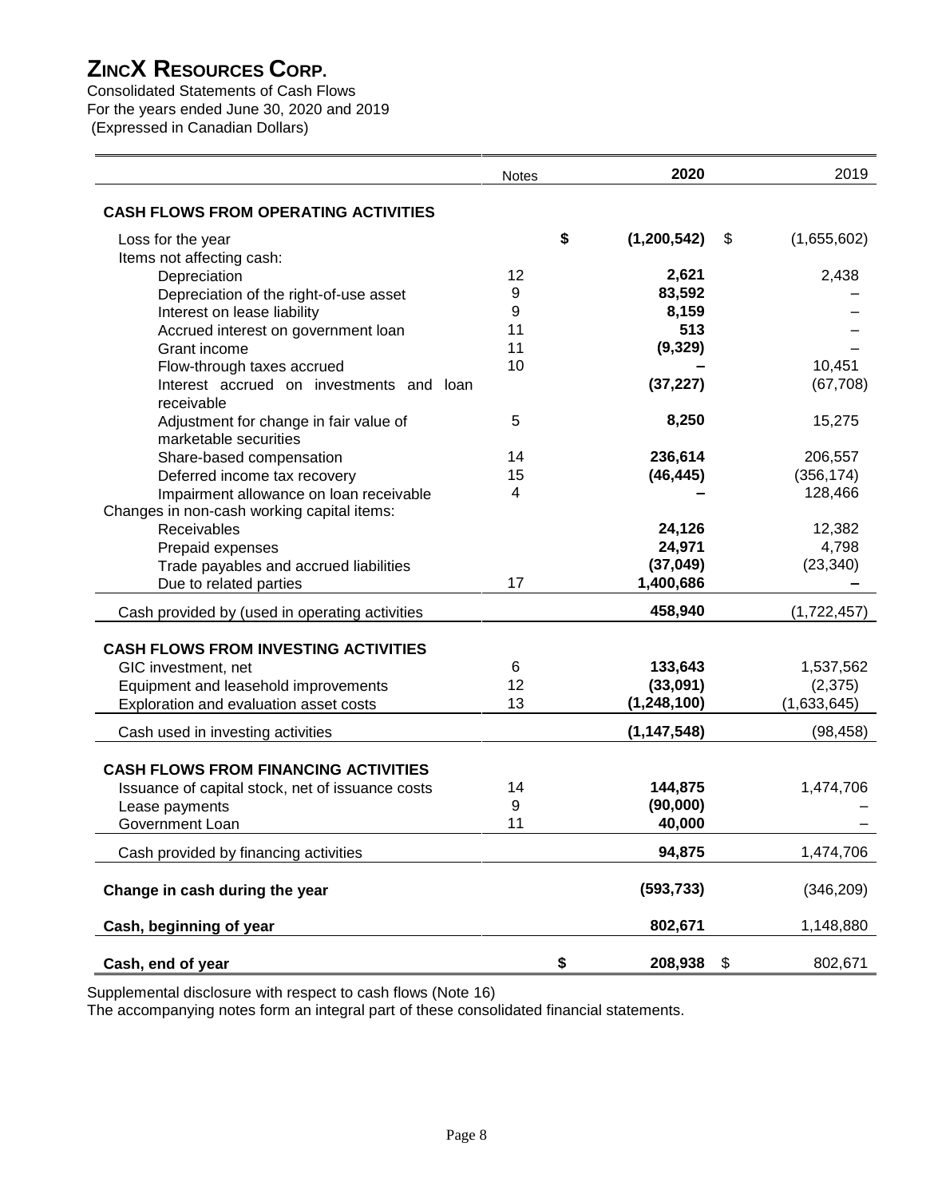# ZINCX RESOURCES CORP.

Consolidated Statements of Cash Flows
For the years ended June 30, 2020 and 2019
(Expressed in Canadian Dollars)

| | Notes | 2020 | 2019 |
|---|---|---|---|
| **CASH FLOWS FROM OPERATING ACTIVITIES** | | | |
| Loss for the year | | **$ (1,200,542)** | $ (1,655,602) |
| Items not affecting cash: | | | |
| Depreciation | 12 | **2,621** | 2,438 |
| Depreciation of the right-of-use asset | 9 | **83,592** | – |
| Interest on lease liability | 9 | **8,159** | – |
| Accrued interest on government loan | 11 | **513** | – |
| Grant income | 11 | **(9,329)** | – |
| Flow-through taxes accrued | 10 | **–** | 10,451 |
| Interest accrued on investments and loan receivable | | **(37,227)** | (67,708) |
| Adjustment for change in fair value of marketable securities | 5 | **8,250** | 15,275 |
| Share-based compensation | 14 | **236,614** | 206,557 |
| Deferred income tax recovery | 15 | **(46,445)** | (356,174) |
| Impairment allowance on loan receivable | 4 | **–** | 128,466 |
| Changes in non-cash working capital items: | | | |
| Receivables | | **24,126** | 12,382 |
| Prepaid expenses | | **24,971** | 4,798 |
| Trade payables and accrued liabilities | | **(37,049)** | (23,340) |
| Due to related parties | 17 | **1,400,686** | – |
| Cash provided by (used in operating activities | | **458,940** | (1,722,457) |
| **CASH FLOWS FROM INVESTING ACTIVITIES** | | | |
| GIC investment, net | 6 | **133,643** | 1,537,562 |
| Equipment and leasehold improvements | 12 | **(33,091)** | (2,375) |
| Exploration and evaluation asset costs | 13 | **(1,248,100)** | (1,633,645) |
| Cash used in investing activities | | **(1,147,548)** | (98,458) |
| **CASH FLOWS FROM FINANCING ACTIVITIES** | | | |
| Issuance of capital stock, net of issuance costs | 14 | **144,875** | 1,474,706 |
| Lease payments | 9 | **(90,000)** | – |
| Government Loan | 11 | **40,000** | – |
| Cash provided by financing activities | | **94,875** | 1,474,706 |
| **Change in cash during the year** | | **(593,733)** | (346,209) |
| **Cash, beginning of year** | | **802,671** | 1,148,880 |
| **Cash, end of year** | | **$ 208,938** | $ 802,671 |

Supplemental disclosure with respect to cash flows (Note 16)
The accompanying notes form an integral part of these consolidated financial statements.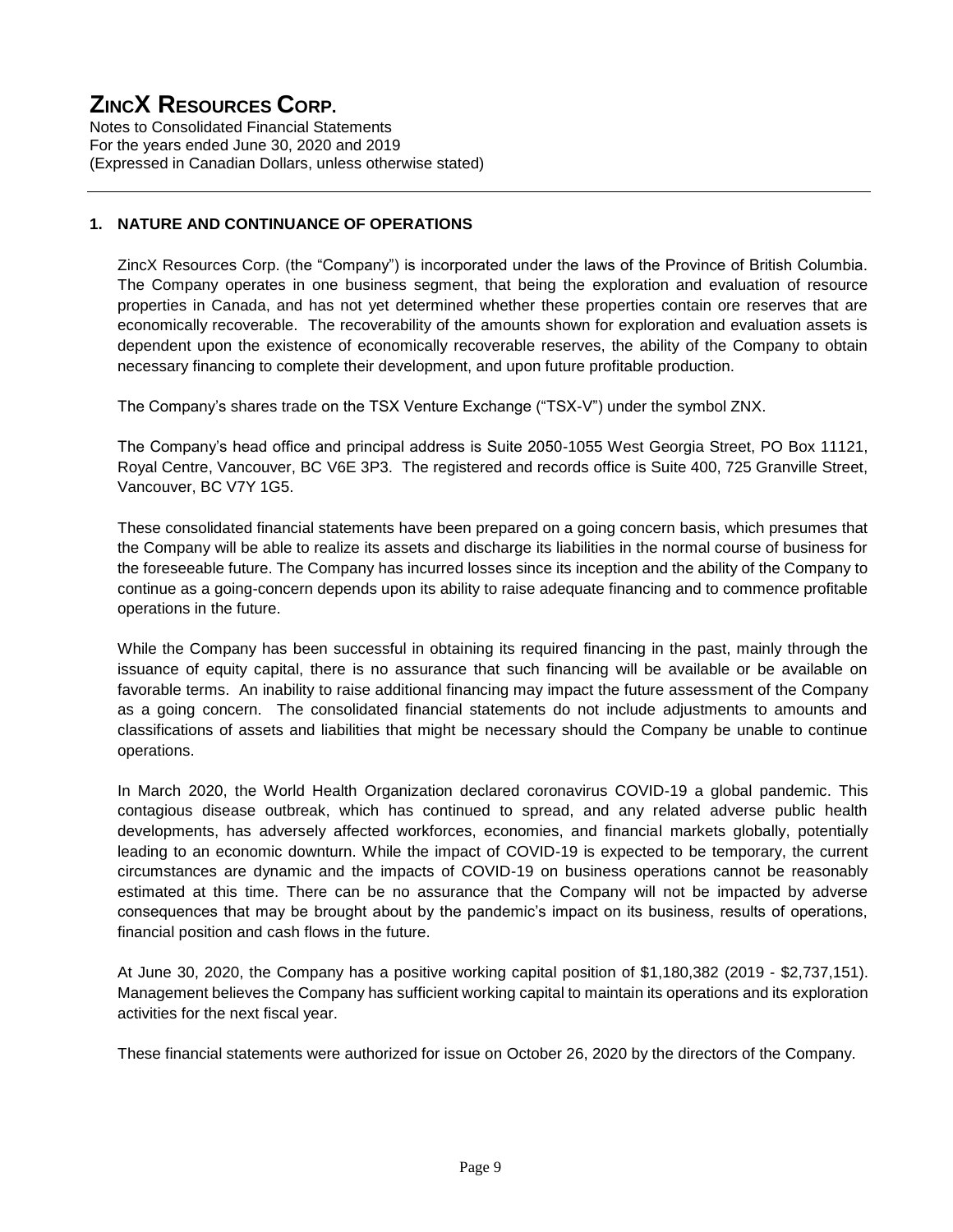# ZINCX RESOURCES CORP.

Notes to Consolidated Financial Statements
For the years ended June 30, 2020 and 2019
(Expressed in Canadian Dollars, unless otherwise stated)

## 1. NATURE AND CONTINUANCE OF OPERATIONS

ZincX Resources Corp. (the "Company") is incorporated under the laws of the Province of British Columbia. The Company operates in one business segment, that being the exploration and evaluation of resource properties in Canada, and has not yet determined whether these properties contain ore reserves that are economically recoverable. The recoverability of the amounts shown for exploration and evaluation assets is dependent upon the existence of economically recoverable reserves, the ability of the Company to obtain necessary financing to complete their development, and upon future profitable production.

The Company's shares trade on the TSX Venture Exchange ("TSX-V") under the symbol ZNX.

The Company's head office and principal address is Suite 2050-1055 West Georgia Street, PO Box 11121, Royal Centre, Vancouver, BC V6E 3P3. The registered and records office is Suite 400, 725 Granville Street, Vancouver, BC V7Y 1G5.

These consolidated financial statements have been prepared on a going concern basis, which presumes that the Company will be able to realize its assets and discharge its liabilities in the normal course of business for the foreseeable future. The Company has incurred losses since its inception and the ability of the Company to continue as a going-concern depends upon its ability to raise adequate financing and to commence profitable operations in the future.

While the Company has been successful in obtaining its required financing in the past, mainly through the issuance of equity capital, there is no assurance that such financing will be available or be available on favorable terms. An inability to raise additional financing may impact the future assessment of the Company as a going concern. The consolidated financial statements do not include adjustments to amounts and classifications of assets and liabilities that might be necessary should the Company be unable to continue operations.

In March 2020, the World Health Organization declared coronavirus COVID-19 a global pandemic. This contagious disease outbreak, which has continued to spread, and any related adverse public health developments, has adversely affected workforces, economies, and financial markets globally, potentially leading to an economic downturn. While the impact of COVID-19 is expected to be temporary, the current circumstances are dynamic and the impacts of COVID-19 on business operations cannot be reasonably estimated at this time. There can be no assurance that the Company will not be impacted by adverse consequences that may be brought about by the pandemic's impact on its business, results of operations, financial position and cash flows in the future.

At June 30, 2020, the Company has a positive working capital position of $1,180,382 (2019 - $2,737,151). Management believes the Company has sufficient working capital to maintain its operations and its exploration activities for the next fiscal year.

These financial statements were authorized for issue on October 26, 2020 by the directors of the Company.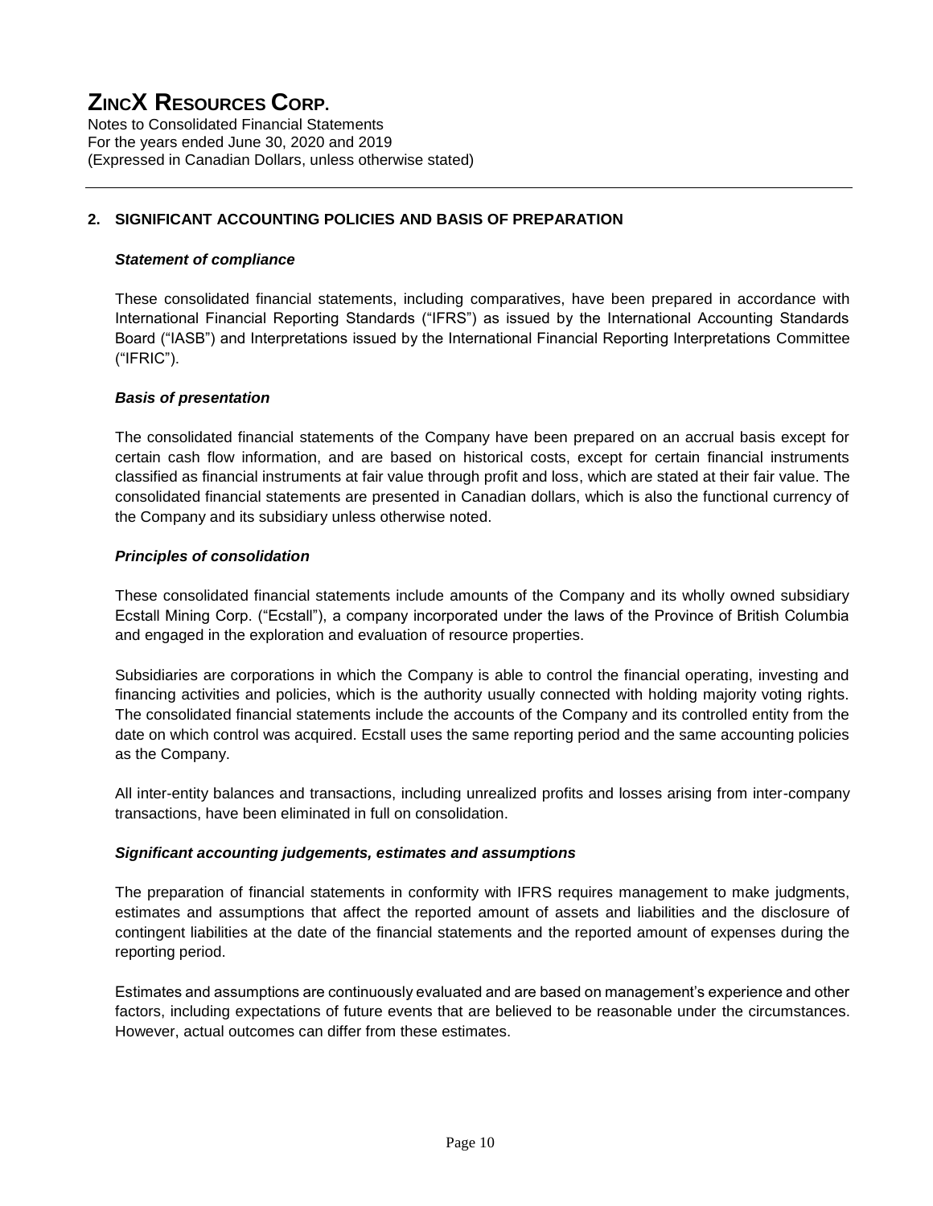## 2. SIGNIFICANT ACCOUNTING POLICIES AND BASIS OF PREPARATION

***Statement of compliance***

These consolidated financial statements, including comparatives, have been prepared in accordance with International Financial Reporting Standards ("IFRS") as issued by the International Accounting Standards Board ("IASB") and Interpretations issued by the International Financial Reporting Interpretations Committee ("IFRIC").

***Basis of presentation***

The consolidated financial statements of the Company have been prepared on an accrual basis except for certain cash flow information, and are based on historical costs, except for certain financial instruments classified as financial instruments at fair value through profit and loss, which are stated at their fair value. The consolidated financial statements are presented in Canadian dollars, which is also the functional currency of the Company and its subsidiary unless otherwise noted.

***Principles of consolidation***

These consolidated financial statements include amounts of the Company and its wholly owned subsidiary Ecstall Mining Corp. ("Ecstall"), a company incorporated under the laws of the Province of British Columbia and engaged in the exploration and evaluation of resource properties.

Subsidiaries are corporations in which the Company is able to control the financial operating, investing and financing activities and policies, which is the authority usually connected with holding majority voting rights. The consolidated financial statements include the accounts of the Company and its controlled entity from the date on which control was acquired. Ecstall uses the same reporting period and the same accounting policies as the Company.

All inter-entity balances and transactions, including unrealized profits and losses arising from inter-company transactions, have been eliminated in full on consolidation.

***Significant accounting judgements, estimates and assumptions***

The preparation of financial statements in conformity with IFRS requires management to make judgments, estimates and assumptions that affect the reported amount of assets and liabilities and the disclosure of contingent liabilities at the date of the financial statements and the reported amount of expenses during the reporting period.

Estimates and assumptions are continuously evaluated and are based on management's experience and other factors, including expectations of future events that are believed to be reasonable under the circumstances. However, actual outcomes can differ from these estimates.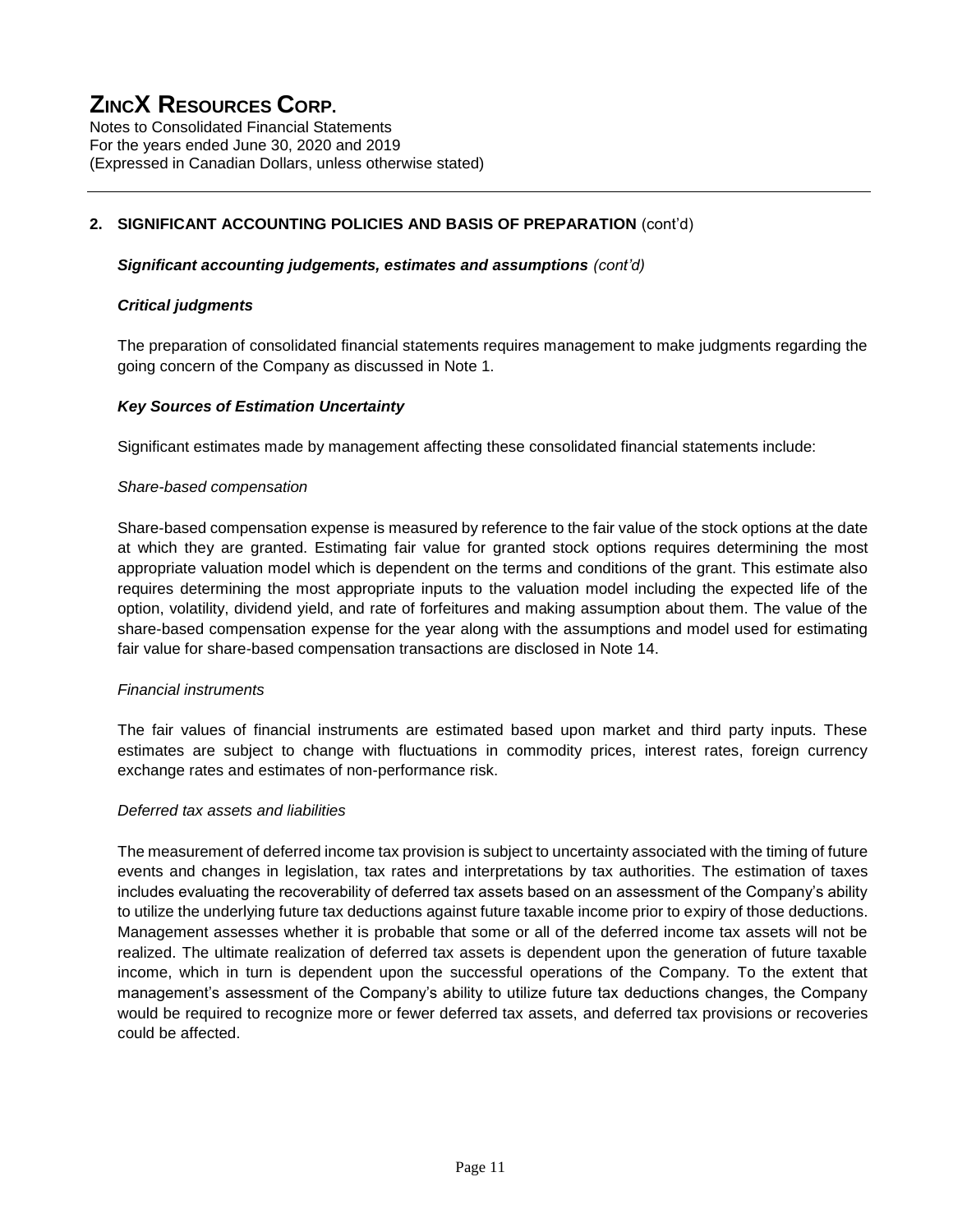## 2. SIGNIFICANT ACCOUNTING POLICIES AND BASIS OF PREPARATION (cont'd)

***Significant accounting judgements, estimates and assumptions*** *(cont'd)*

***Critical judgments***

The preparation of consolidated financial statements requires management to make judgments regarding the going concern of the Company as discussed in Note 1.

***Key Sources of Estimation Uncertainty***

Significant estimates made by management affecting these consolidated financial statements include:

*Share-based compensation*

Share-based compensation expense is measured by reference to the fair value of the stock options at the date at which they are granted. Estimating fair value for granted stock options requires determining the most appropriate valuation model which is dependent on the terms and conditions of the grant. This estimate also requires determining the most appropriate inputs to the valuation model including the expected life of the option, volatility, dividend yield, and rate of forfeitures and making assumption about them. The value of the share-based compensation expense for the year along with the assumptions and model used for estimating fair value for share-based compensation transactions are disclosed in Note 14.

*Financial instruments*

The fair values of financial instruments are estimated based upon market and third party inputs. These estimates are subject to change with fluctuations in commodity prices, interest rates, foreign currency exchange rates and estimates of non-performance risk.

*Deferred tax assets and liabilities*

The measurement of deferred income tax provision is subject to uncertainty associated with the timing of future events and changes in legislation, tax rates and interpretations by tax authorities. The estimation of taxes includes evaluating the recoverability of deferred tax assets based on an assessment of the Company's ability to utilize the underlying future tax deductions against future taxable income prior to expiry of those deductions. Management assesses whether it is probable that some or all of the deferred income tax assets will not be realized. The ultimate realization of deferred tax assets is dependent upon the generation of future taxable income, which in turn is dependent upon the successful operations of the Company. To the extent that management's assessment of the Company's ability to utilize future tax deductions changes, the Company would be required to recognize more or fewer deferred tax assets, and deferred tax provisions or recoveries could be affected.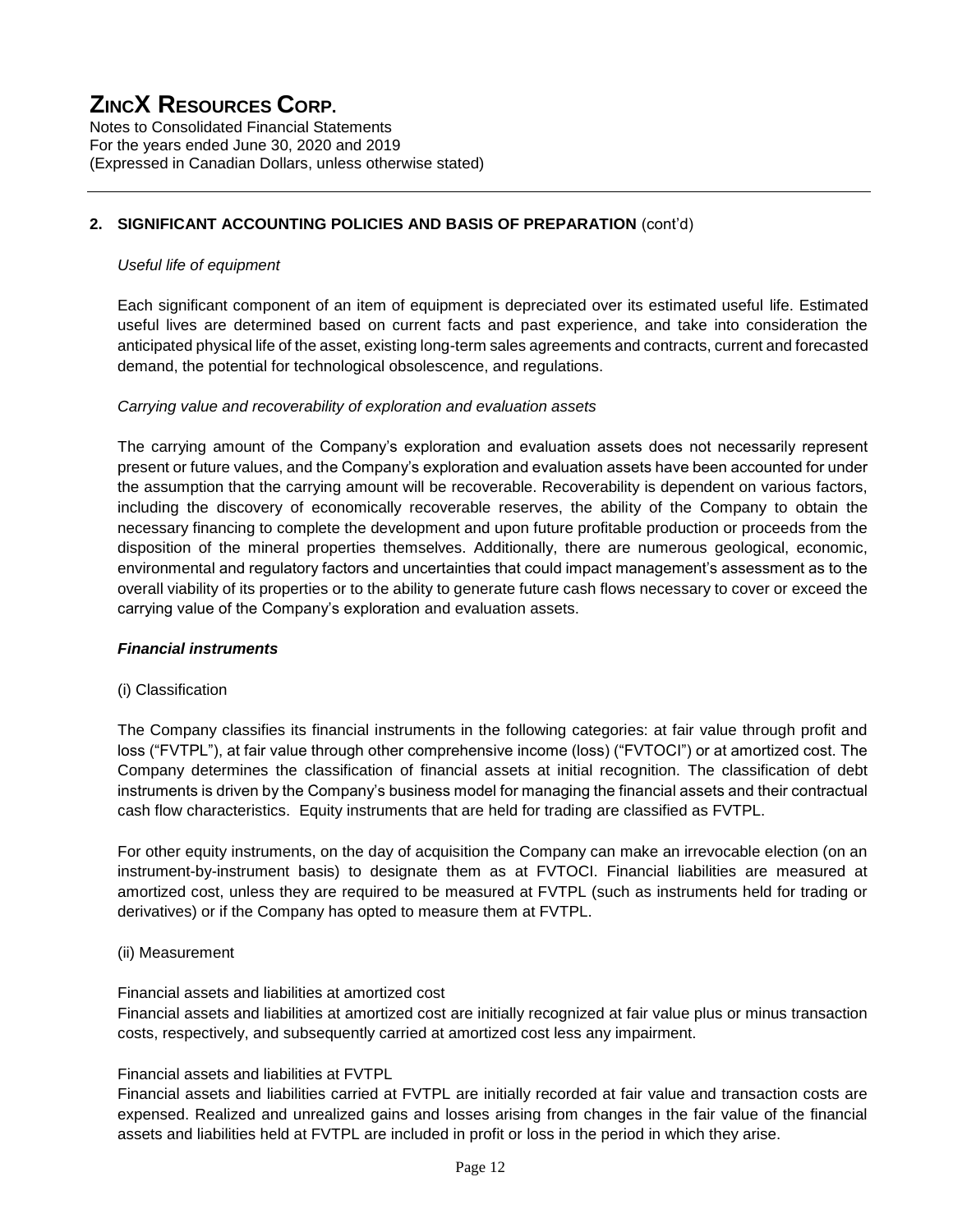## 2. SIGNIFICANT ACCOUNTING POLICIES AND BASIS OF PREPARATION (cont'd)

*Useful life of equipment*

Each significant component of an item of equipment is depreciated over its estimated useful life. Estimated useful lives are determined based on current facts and past experience, and take into consideration the anticipated physical life of the asset, existing long-term sales agreements and contracts, current and forecasted demand, the potential for technological obsolescence, and regulations.

*Carrying value and recoverability of exploration and evaluation assets*

The carrying amount of the Company's exploration and evaluation assets does not necessarily represent present or future values, and the Company's exploration and evaluation assets have been accounted for under the assumption that the carrying amount will be recoverable. Recoverability is dependent on various factors, including the discovery of economically recoverable reserves, the ability of the Company to obtain the necessary financing to complete the development and upon future profitable production or proceeds from the disposition of the mineral properties themselves. Additionally, there are numerous geological, economic, environmental and regulatory factors and uncertainties that could impact management's assessment as to the overall viability of its properties or to the ability to generate future cash flows necessary to cover or exceed the carrying value of the Company's exploration and evaluation assets.

***Financial instruments***

(i) Classification

The Company classifies its financial instruments in the following categories: at fair value through profit and loss ("FVTPL"), at fair value through other comprehensive income (loss) ("FVTOCI") or at amortized cost. The Company determines the classification of financial assets at initial recognition. The classification of debt instruments is driven by the Company's business model for managing the financial assets and their contractual cash flow characteristics. Equity instruments that are held for trading are classified as FVTPL.

For other equity instruments, on the day of acquisition the Company can make an irrevocable election (on an instrument-by-instrument basis) to designate them as at FVTOCI. Financial liabilities are measured at amortized cost, unless they are required to be measured at FVTPL (such as instruments held for trading or derivatives) or if the Company has opted to measure them at FVTPL.

(ii) Measurement

Financial assets and liabilities at amortized cost
Financial assets and liabilities at amortized cost are initially recognized at fair value plus or minus transaction costs, respectively, and subsequently carried at amortized cost less any impairment.

Financial assets and liabilities at FVTPL
Financial assets and liabilities carried at FVTPL are initially recorded at fair value and transaction costs are expensed. Realized and unrealized gains and losses arising from changes in the fair value of the financial assets and liabilities held at FVTPL are included in profit or loss in the period in which they arise.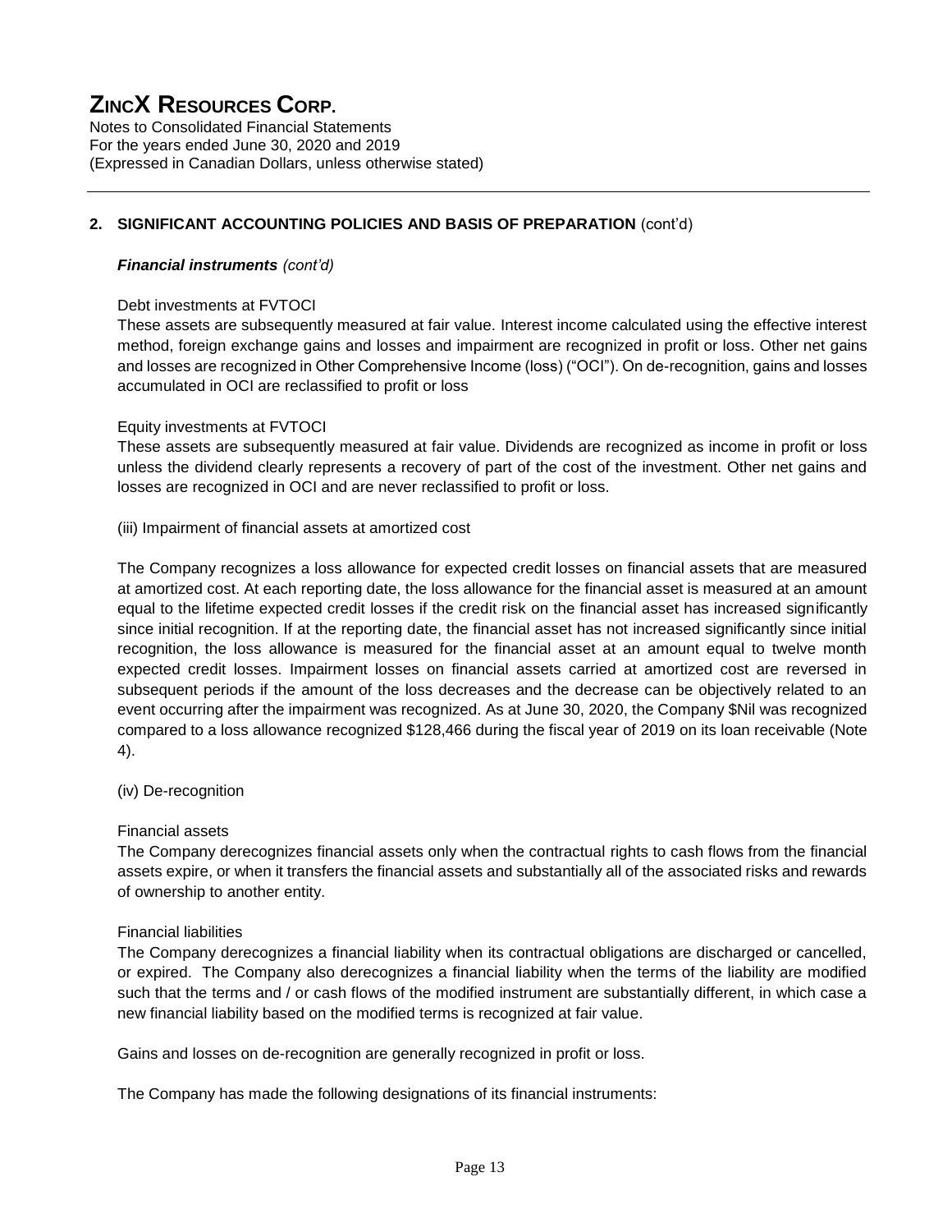## 2. SIGNIFICANT ACCOUNTING POLICIES AND BASIS OF PREPARATION (cont'd)

***Financial instruments** (cont'd)*

Debt investments at FVTOCI

These assets are subsequently measured at fair value. Interest income calculated using the effective interest method, foreign exchange gains and losses and impairment are recognized in profit or loss. Other net gains and losses are recognized in Other Comprehensive Income (loss) ("OCI"). On de-recognition, gains and losses accumulated in OCI are reclassified to profit or loss

Equity investments at FVTOCI

These assets are subsequently measured at fair value. Dividends are recognized as income in profit or loss unless the dividend clearly represents a recovery of part of the cost of the investment. Other net gains and losses are recognized in OCI and are never reclassified to profit or loss.

(iii) Impairment of financial assets at amortized cost

The Company recognizes a loss allowance for expected credit losses on financial assets that are measured at amortized cost. At each reporting date, the loss allowance for the financial asset is measured at an amount equal to the lifetime expected credit losses if the credit risk on the financial asset has increased significantly since initial recognition. If at the reporting date, the financial asset has not increased significantly since initial recognition, the loss allowance is measured for the financial asset at an amount equal to twelve month expected credit losses. Impairment losses on financial assets carried at amortized cost are reversed in subsequent periods if the amount of the loss decreases and the decrease can be objectively related to an event occurring after the impairment was recognized. As at June 30, 2020, the Company $Nil was recognized compared to a loss allowance recognized $128,466 during the fiscal year of 2019 on its loan receivable (Note 4).

(iv) De-recognition

Financial assets

The Company derecognizes financial assets only when the contractual rights to cash flows from the financial assets expire, or when it transfers the financial assets and substantially all of the associated risks and rewards of ownership to another entity.

Financial liabilities

The Company derecognizes a financial liability when its contractual obligations are discharged or cancelled, or expired. The Company also derecognizes a financial liability when the terms of the liability are modified such that the terms and / or cash flows of the modified instrument are substantially different, in which case a new financial liability based on the modified terms is recognized at fair value.

Gains and losses on de-recognition are generally recognized in profit or loss.

The Company has made the following designations of its financial instruments: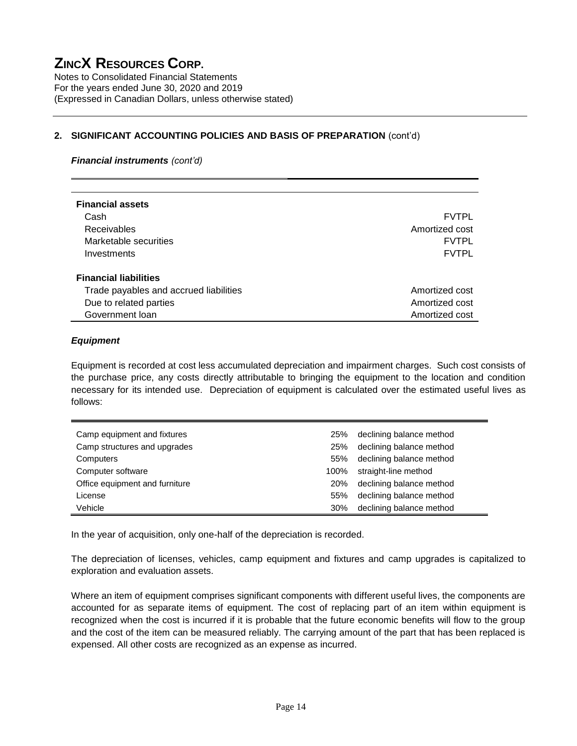## 2. SIGNIFICANT ACCOUNTING POLICIES AND BASIS OF PREPARATION (cont'd)

***Financial instruments*** *(cont'd)*

| | |
|---|---|
| **Financial assets** | |
| Cash | FVTPL |
| Receivables | Amortized cost |
| Marketable securities | FVTPL |
| Investments | FVTPL |
| **Financial liabilities** | |
| Trade payables and accrued liabilities | Amortized cost |
| Due to related parties | Amortized cost |
| Government loan | Amortized cost |

***Equipment***

Equipment is recorded at cost less accumulated depreciation and impairment charges. Such cost consists of the purchase price, any costs directly attributable to bringing the equipment to the location and condition necessary for its intended use. Depreciation of equipment is calculated over the estimated useful lives as follows:

| | | |
|---|---|---|
| Camp equipment and fixtures | 25% | declining balance method |
| Camp structures and upgrades | 25% | declining balance method |
| Computers | 55% | declining balance method |
| Computer software | 100% | straight-line method |
| Office equipment and furniture | 20% | declining balance method |
| License | 55% | declining balance method |
| Vehicle | 30% | declining balance method |

In the year of acquisition, only one-half of the depreciation is recorded.

The depreciation of licenses, vehicles, camp equipment and fixtures and camp upgrades is capitalized to exploration and evaluation assets.

Where an item of equipment comprises significant components with different useful lives, the components are accounted for as separate items of equipment. The cost of replacing part of an item within equipment is recognized when the cost is incurred if it is probable that the future economic benefits will flow to the group and the cost of the item can be measured reliably. The carrying amount of the part that has been replaced is expensed. All other costs are recognized as an expense as incurred.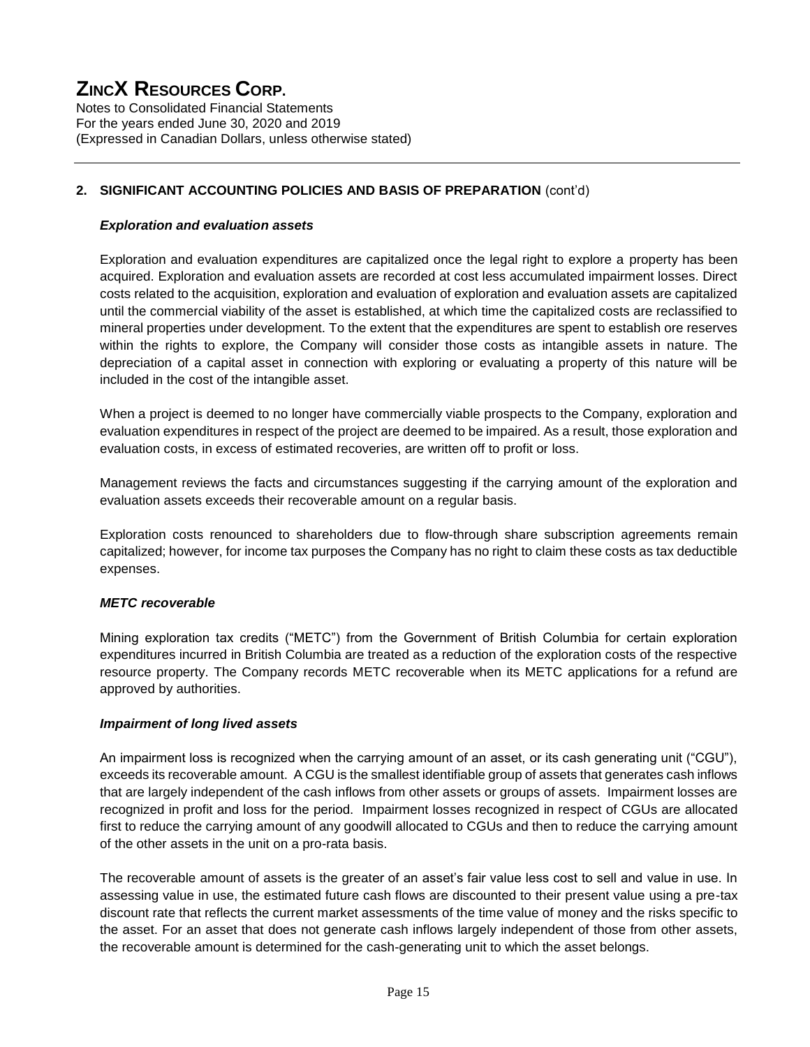## 2. SIGNIFICANT ACCOUNTING POLICIES AND BASIS OF PREPARATION (cont'd)

### *Exploration and evaluation assets*

Exploration and evaluation expenditures are capitalized once the legal right to explore a property has been acquired. Exploration and evaluation assets are recorded at cost less accumulated impairment losses. Direct costs related to the acquisition, exploration and evaluation of exploration and evaluation assets are capitalized until the commercial viability of the asset is established, at which time the capitalized costs are reclassified to mineral properties under development. To the extent that the expenditures are spent to establish ore reserves within the rights to explore, the Company will consider those costs as intangible assets in nature. The depreciation of a capital asset in connection with exploring or evaluating a property of this nature will be included in the cost of the intangible asset.

When a project is deemed to no longer have commercially viable prospects to the Company, exploration and evaluation expenditures in respect of the project are deemed to be impaired. As a result, those exploration and evaluation costs, in excess of estimated recoveries, are written off to profit or loss.

Management reviews the facts and circumstances suggesting if the carrying amount of the exploration and evaluation assets exceeds their recoverable amount on a regular basis.

Exploration costs renounced to shareholders due to flow-through share subscription agreements remain capitalized; however, for income tax purposes the Company has no right to claim these costs as tax deductible expenses.

### *METC recoverable*

Mining exploration tax credits ("METC") from the Government of British Columbia for certain exploration expenditures incurred in British Columbia are treated as a reduction of the exploration costs of the respective resource property. The Company records METC recoverable when its METC applications for a refund are approved by authorities.

### *Impairment of long lived assets*

An impairment loss is recognized when the carrying amount of an asset, or its cash generating unit ("CGU"), exceeds its recoverable amount. A CGU is the smallest identifiable group of assets that generates cash inflows that are largely independent of the cash inflows from other assets or groups of assets. Impairment losses are recognized in profit and loss for the period. Impairment losses recognized in respect of CGUs are allocated first to reduce the carrying amount of any goodwill allocated to CGUs and then to reduce the carrying amount of the other assets in the unit on a pro-rata basis.

The recoverable amount of assets is the greater of an asset's fair value less cost to sell and value in use. In assessing value in use, the estimated future cash flows are discounted to their present value using a pre-tax discount rate that reflects the current market assessments of the time value of money and the risks specific to the asset. For an asset that does not generate cash inflows largely independent of those from other assets, the recoverable amount is determined for the cash-generating unit to which the asset belongs.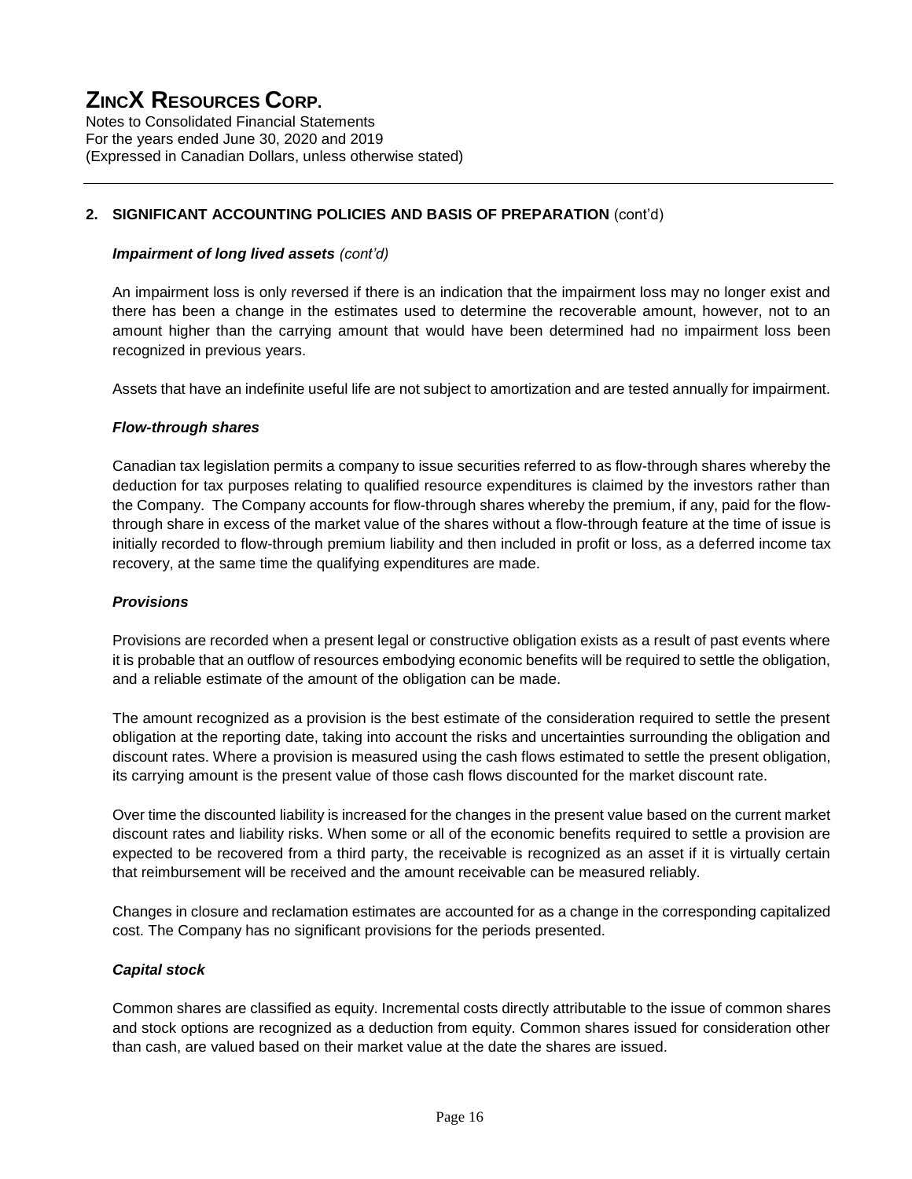## 2. SIGNIFICANT ACCOUNTING POLICIES AND BASIS OF PREPARATION (cont'd)

### *Impairment of long lived assets (cont'd)*

An impairment loss is only reversed if there is an indication that the impairment loss may no longer exist and there has been a change in the estimates used to determine the recoverable amount, however, not to an amount higher than the carrying amount that would have been determined had no impairment loss been recognized in previous years.

Assets that have an indefinite useful life are not subject to amortization and are tested annually for impairment.

### *Flow-through shares*

Canadian tax legislation permits a company to issue securities referred to as flow-through shares whereby the deduction for tax purposes relating to qualified resource expenditures is claimed by the investors rather than the Company. The Company accounts for flow-through shares whereby the premium, if any, paid for the flow-through share in excess of the market value of the shares without a flow-through feature at the time of issue is initially recorded to flow-through premium liability and then included in profit or loss, as a deferred income tax recovery, at the same time the qualifying expenditures are made.

### *Provisions*

Provisions are recorded when a present legal or constructive obligation exists as a result of past events where it is probable that an outflow of resources embodying economic benefits will be required to settle the obligation, and a reliable estimate of the amount of the obligation can be made.

The amount recognized as a provision is the best estimate of the consideration required to settle the present obligation at the reporting date, taking into account the risks and uncertainties surrounding the obligation and discount rates. Where a provision is measured using the cash flows estimated to settle the present obligation, its carrying amount is the present value of those cash flows discounted for the market discount rate.

Over time the discounted liability is increased for the changes in the present value based on the current market discount rates and liability risks. When some or all of the economic benefits required to settle a provision are expected to be recovered from a third party, the receivable is recognized as an asset if it is virtually certain that reimbursement will be received and the amount receivable can be measured reliably.

Changes in closure and reclamation estimates are accounted for as a change in the corresponding capitalized cost. The Company has no significant provisions for the periods presented.

### *Capital stock*

Common shares are classified as equity. Incremental costs directly attributable to the issue of common shares and stock options are recognized as a deduction from equity. Common shares issued for consideration other than cash, are valued based on their market value at the date the shares are issued.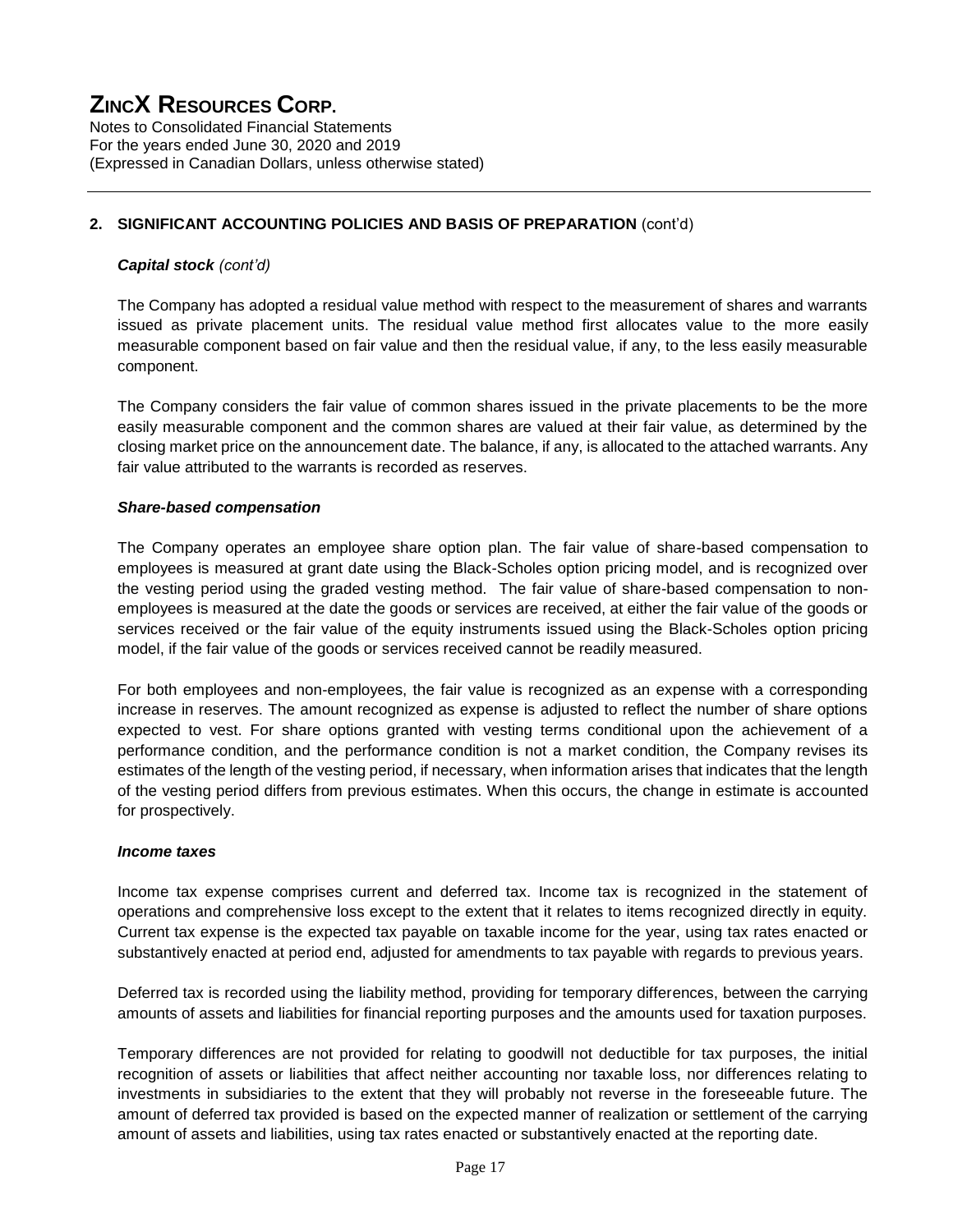## 2. SIGNIFICANT ACCOUNTING POLICIES AND BASIS OF PREPARATION (cont'd)

### *Capital stock (cont'd)*

The Company has adopted a residual value method with respect to the measurement of shares and warrants issued as private placement units. The residual value method first allocates value to the more easily measurable component based on fair value and then the residual value, if any, to the less easily measurable component.

The Company considers the fair value of common shares issued in the private placements to be the more easily measurable component and the common shares are valued at their fair value, as determined by the closing market price on the announcement date. The balance, if any, is allocated to the attached warrants. Any fair value attributed to the warrants is recorded as reserves.

### *Share-based compensation*

The Company operates an employee share option plan. The fair value of share-based compensation to employees is measured at grant date using the Black-Scholes option pricing model, and is recognized over the vesting period using the graded vesting method. The fair value of share-based compensation to non-employees is measured at the date the goods or services are received, at either the fair value of the goods or services received or the fair value of the equity instruments issued using the Black-Scholes option pricing model, if the fair value of the goods or services received cannot be readily measured.

For both employees and non-employees, the fair value is recognized as an expense with a corresponding increase in reserves. The amount recognized as expense is adjusted to reflect the number of share options expected to vest. For share options granted with vesting terms conditional upon the achievement of a performance condition, and the performance condition is not a market condition, the Company revises its estimates of the length of the vesting period, if necessary, when information arises that indicates that the length of the vesting period differs from previous estimates. When this occurs, the change in estimate is accounted for prospectively.

### *Income taxes*

Income tax expense comprises current and deferred tax. Income tax is recognized in the statement of operations and comprehensive loss except to the extent that it relates to items recognized directly in equity. Current tax expense is the expected tax payable on taxable income for the year, using tax rates enacted or substantively enacted at period end, adjusted for amendments to tax payable with regards to previous years.

Deferred tax is recorded using the liability method, providing for temporary differences, between the carrying amounts of assets and liabilities for financial reporting purposes and the amounts used for taxation purposes.

Temporary differences are not provided for relating to goodwill not deductible for tax purposes, the initial recognition of assets or liabilities that affect neither accounting nor taxable loss, nor differences relating to investments in subsidiaries to the extent that they will probably not reverse in the foreseeable future. The amount of deferred tax provided is based on the expected manner of realization or settlement of the carrying amount of assets and liabilities, using tax rates enacted or substantively enacted at the reporting date.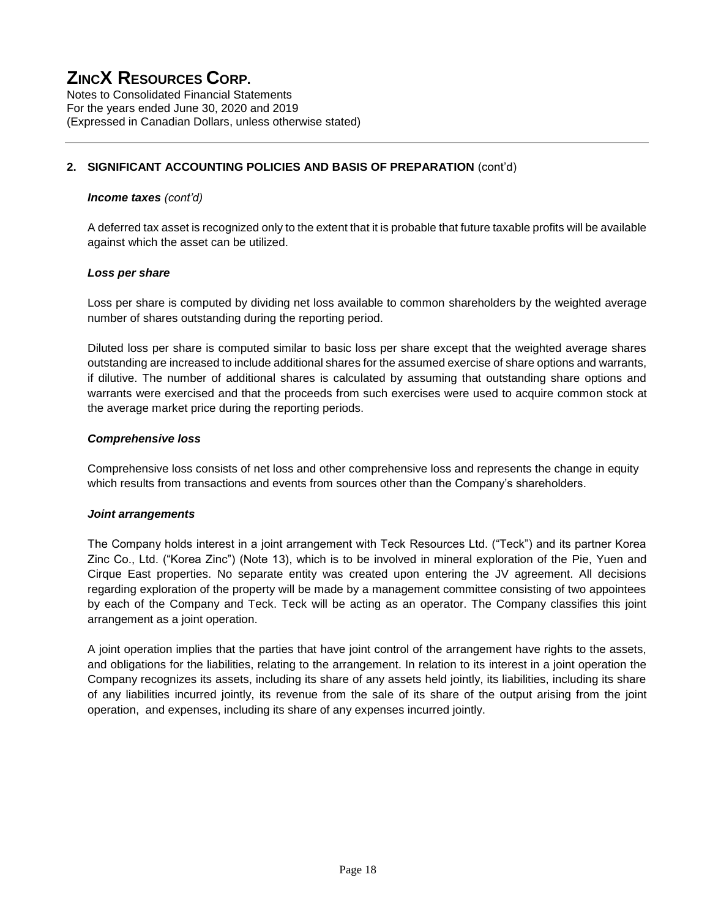## 2. SIGNIFICANT ACCOUNTING POLICIES AND BASIS OF PREPARATION (cont'd)

### *Income taxes (cont'd)*

A deferred tax asset is recognized only to the extent that it is probable that future taxable profits will be available against which the asset can be utilized.

### *Loss per share*

Loss per share is computed by dividing net loss available to common shareholders by the weighted average number of shares outstanding during the reporting period.

Diluted loss per share is computed similar to basic loss per share except that the weighted average shares outstanding are increased to include additional shares for the assumed exercise of share options and warrants, if dilutive. The number of additional shares is calculated by assuming that outstanding share options and warrants were exercised and that the proceeds from such exercises were used to acquire common stock at the average market price during the reporting periods.

### *Comprehensive loss*

Comprehensive loss consists of net loss and other comprehensive loss and represents the change in equity which results from transactions and events from sources other than the Company's shareholders.

### *Joint arrangements*

The Company holds interest in a joint arrangement with Teck Resources Ltd. ("Teck") and its partner Korea Zinc Co., Ltd. ("Korea Zinc") (Note 13), which is to be involved in mineral exploration of the Pie, Yuen and Cirque East properties. No separate entity was created upon entering the JV agreement. All decisions regarding exploration of the property will be made by a management committee consisting of two appointees by each of the Company and Teck. Teck will be acting as an operator. The Company classifies this joint arrangement as a joint operation.

A joint operation implies that the parties that have joint control of the arrangement have rights to the assets, and obligations for the liabilities, relating to the arrangement. In relation to its interest in a joint operation the Company recognizes its assets, including its share of any assets held jointly, its liabilities, including its share of any liabilities incurred jointly, its revenue from the sale of its share of the output arising from the joint operation, and expenses, including its share of any expenses incurred jointly.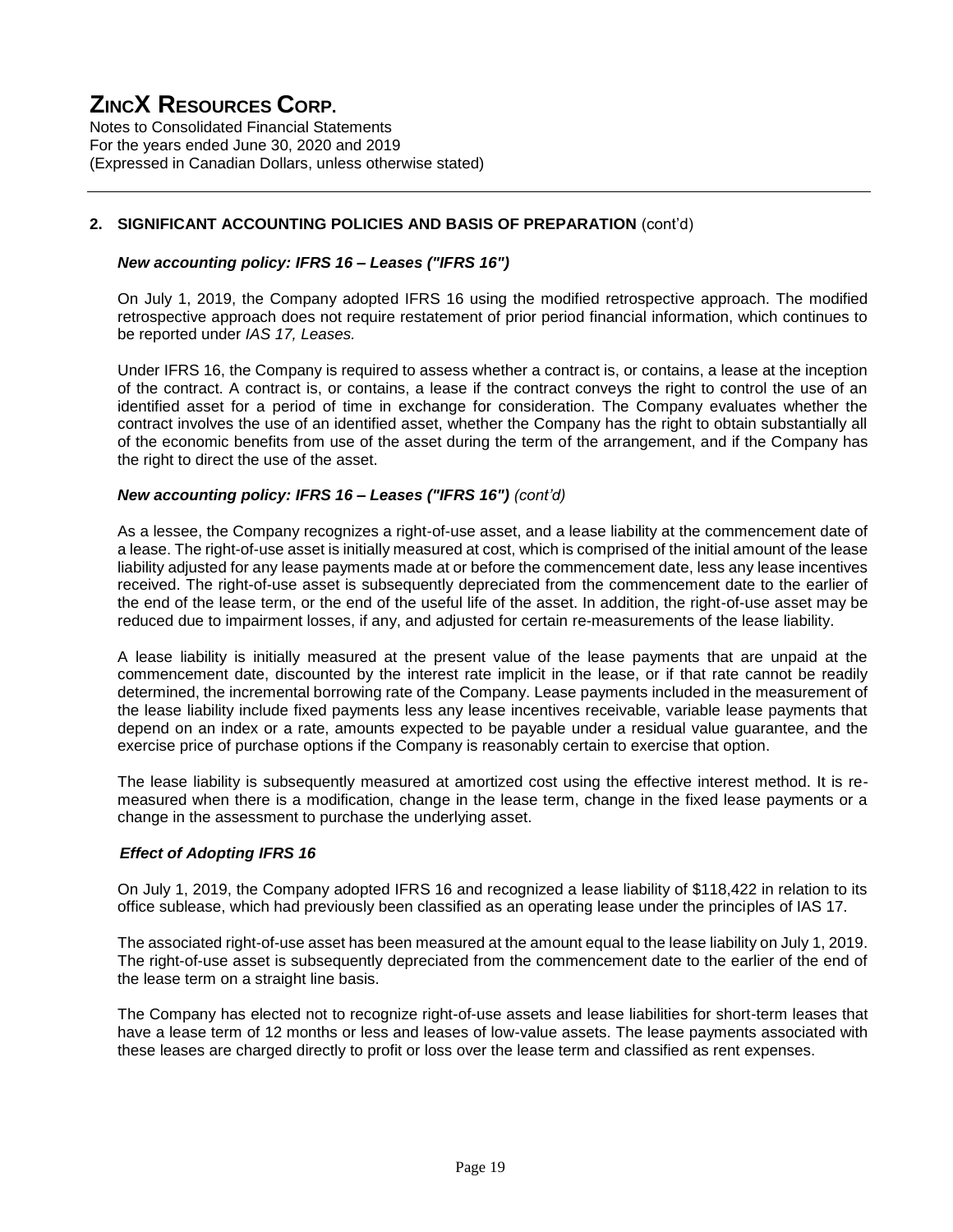## 2. SIGNIFICANT ACCOUNTING POLICIES AND BASIS OF PREPARATION (cont'd)

### *New accounting policy: IFRS 16 – Leases ("IFRS 16")*

On July 1, 2019, the Company adopted IFRS 16 using the modified retrospective approach. The modified retrospective approach does not require restatement of prior period financial information, which continues to be reported under *IAS 17, Leases.*

Under IFRS 16, the Company is required to assess whether a contract is, or contains, a lease at the inception of the contract. A contract is, or contains, a lease if the contract conveys the right to control the use of an identified asset for a period of time in exchange for consideration. The Company evaluates whether the contract involves the use of an identified asset, whether the Company has the right to obtain substantially all of the economic benefits from use of the asset during the term of the arrangement, and if the Company has the right to direct the use of the asset.

### *New accounting policy: IFRS 16 – Leases ("IFRS 16") (cont'd)*

As a lessee, the Company recognizes a right-of-use asset, and a lease liability at the commencement date of a lease. The right-of-use asset is initially measured at cost, which is comprised of the initial amount of the lease liability adjusted for any lease payments made at or before the commencement date, less any lease incentives received. The right-of-use asset is subsequently depreciated from the commencement date to the earlier of the end of the lease term, or the end of the useful life of the asset. In addition, the right-of-use asset may be reduced due to impairment losses, if any, and adjusted for certain re-measurements of the lease liability.

A lease liability is initially measured at the present value of the lease payments that are unpaid at the commencement date, discounted by the interest rate implicit in the lease, or if that rate cannot be readily determined, the incremental borrowing rate of the Company. Lease payments included in the measurement of the lease liability include fixed payments less any lease incentives receivable, variable lease payments that depend on an index or a rate, amounts expected to be payable under a residual value guarantee, and the exercise price of purchase options if the Company is reasonably certain to exercise that option.

The lease liability is subsequently measured at amortized cost using the effective interest method. It is re-measured when there is a modification, change in the lease term, change in the fixed lease payments or a change in the assessment to purchase the underlying asset.

### *Effect of Adopting IFRS 16*

On July 1, 2019, the Company adopted IFRS 16 and recognized a lease liability of $118,422 in relation to its office sublease, which had previously been classified as an operating lease under the principles of IAS 17.

The associated right-of-use asset has been measured at the amount equal to the lease liability on July 1, 2019. The right-of-use asset is subsequently depreciated from the commencement date to the earlier of the end of the lease term on a straight line basis.

The Company has elected not to recognize right-of-use assets and lease liabilities for short-term leases that have a lease term of 12 months or less and leases of low-value assets. The lease payments associated with these leases are charged directly to profit or loss over the lease term and classified as rent expenses.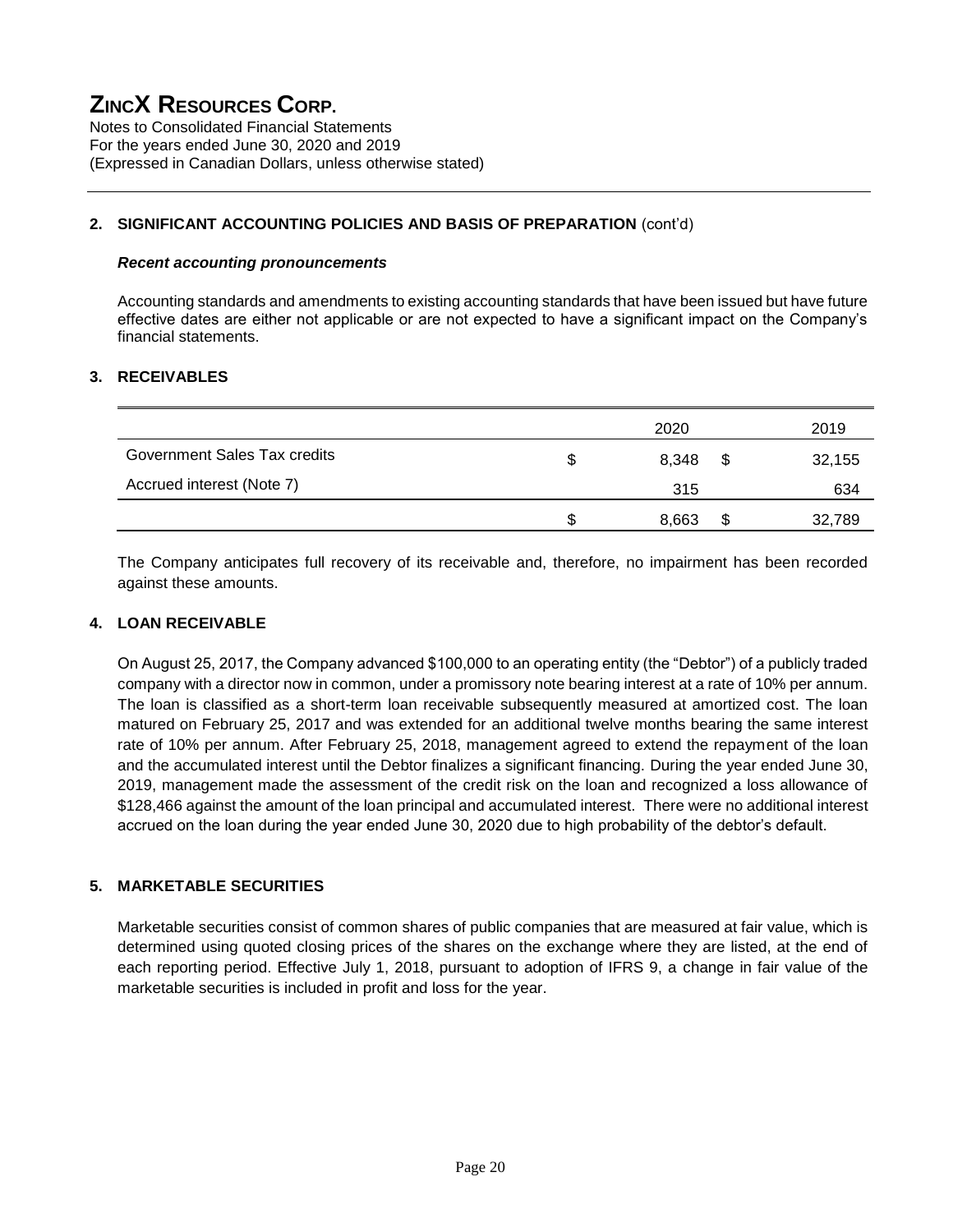## 2. SIGNIFICANT ACCOUNTING POLICIES AND BASIS OF PREPARATION (cont'd)

### *Recent accounting pronouncements*

Accounting standards and amendments to existing accounting standards that have been issued but have future effective dates are either not applicable or are not expected to have a significant impact on the Company's financial statements.

## 3. RECEIVABLES

| | | 2020 | | 2019 |
|---|---|---|---|---|
| Government Sales Tax credits | $ | 8,348 | $ | 32,155 |
| Accrued interest (Note 7) | | 315 | | 634 |
| | $ | 8,663 | $ | 32,789 |

The Company anticipates full recovery of its receivable and, therefore, no impairment has been recorded against these amounts.

## 4. LOAN RECEIVABLE

On August 25, 2017, the Company advanced $100,000 to an operating entity (the "Debtor") of a publicly traded company with a director now in common, under a promissory note bearing interest at a rate of 10% per annum. The loan is classified as a short-term loan receivable subsequently measured at amortized cost. The loan matured on February 25, 2017 and was extended for an additional twelve months bearing the same interest rate of 10% per annum. After February 25, 2018, management agreed to extend the repayment of the loan and the accumulated interest until the Debtor finalizes a significant financing. During the year ended June 30, 2019, management made the assessment of the credit risk on the loan and recognized a loss allowance of $128,466 against the amount of the loan principal and accumulated interest. There were no additional interest accrued on the loan during the year ended June 30, 2020 due to high probability of the debtor's default.

## 5. MARKETABLE SECURITIES

Marketable securities consist of common shares of public companies that are measured at fair value, which is determined using quoted closing prices of the shares on the exchange where they are listed, at the end of each reporting period. Effective July 1, 2018, pursuant to adoption of IFRS 9, a change in fair value of the marketable securities is included in profit and loss for the year.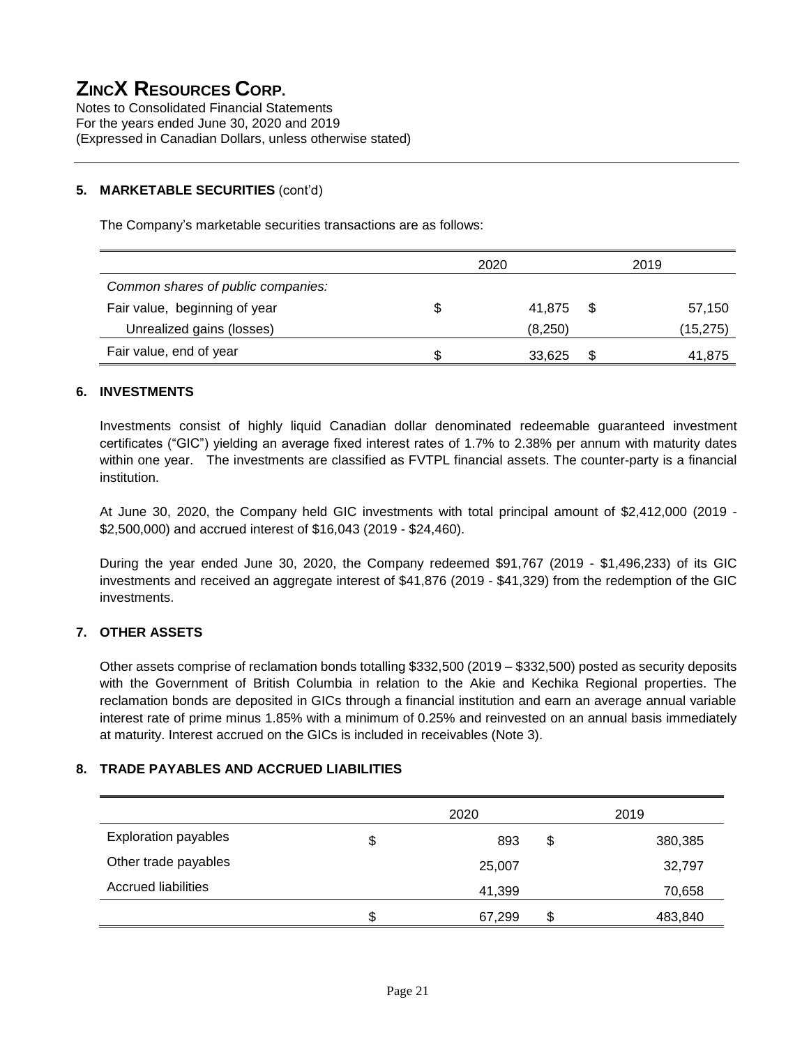# ZINCX RESOURCES CORP.

Notes to Consolidated Financial Statements
For the years ended June 30, 2020 and 2019
(Expressed in Canadian Dollars, unless otherwise stated)

## 5. MARKETABLE SECURITIES (cont'd)

The Company's marketable securities transactions are as follows:

| | 2020 | 2019 |
|---|---|---|
| *Common shares of public companies:* | | |
| Fair value, beginning of year | $ 41,875 | $ 57,150 |
| Unrealized gains (losses) | (8,250) | (15,275) |
| Fair value, end of year | $ 33,625 | $ 41,875 |

## 6. INVESTMENTS

Investments consist of highly liquid Canadian dollar denominated redeemable guaranteed investment certificates ("GIC") yielding an average fixed interest rates of 1.7% to 2.38% per annum with maturity dates within one year. The investments are classified as FVTPL financial assets. The counter-party is a financial institution.

At June 30, 2020, the Company held GIC investments with total principal amount of $2,412,000 (2019 - $2,500,000) and accrued interest of $16,043 (2019 - $24,460).

During the year ended June 30, 2020, the Company redeemed $91,767 (2019 - $1,496,233) of its GIC investments and received an aggregate interest of $41,876 (2019 - $41,329) from the redemption of the GIC investments.

## 7. OTHER ASSETS

Other assets comprise of reclamation bonds totalling $332,500 (2019 – $332,500) posted as security deposits with the Government of British Columbia in relation to the Akie and Kechika Regional properties. The reclamation bonds are deposited in GICs through a financial institution and earn an average annual variable interest rate of prime minus 1.85% with a minimum of 0.25% and reinvested on an annual basis immediately at maturity. Interest accrued on the GICs is included in receivables (Note 3).

## 8. TRADE PAYABLES AND ACCRUED LIABILITIES

| | 2020 | 2019 |
|---|---|---|
| Exploration payables | $ 893 | $ 380,385 |
| Other trade payables | 25,007 | 32,797 |
| Accrued liabilities | 41,399 | 70,658 |
| | $ 67,299 | $ 483,840 |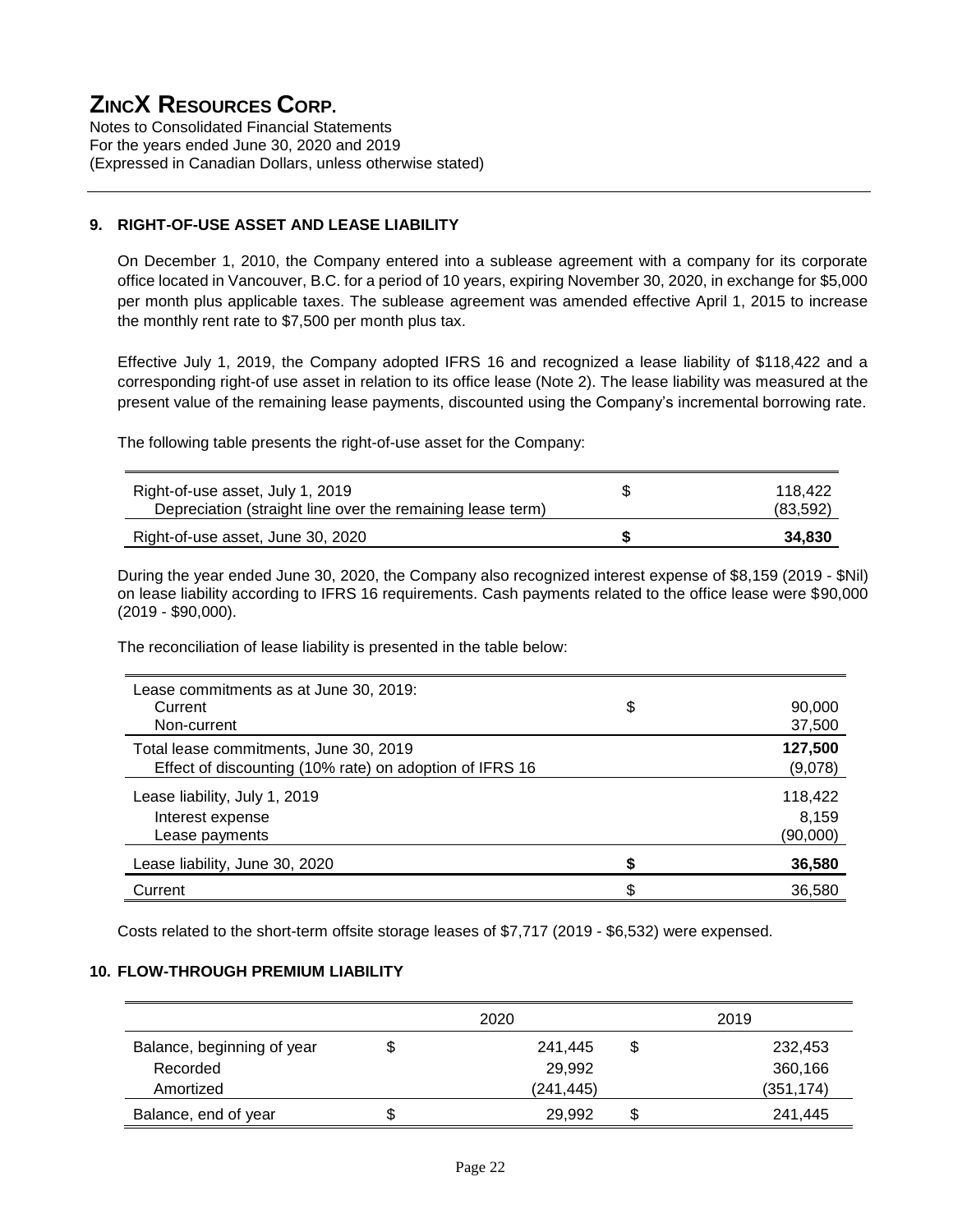# ZINCX RESOURCES CORP.

Notes to Consolidated Financial Statements
For the years ended June 30, 2020 and 2019
(Expressed in Canadian Dollars, unless otherwise stated)

## 9. RIGHT-OF-USE ASSET AND LEASE LIABILITY

On December 1, 2010, the Company entered into a sublease agreement with a company for its corporate office located in Vancouver, B.C. for a period of 10 years, expiring November 30, 2020, in exchange for $5,000 per month plus applicable taxes. The sublease agreement was amended effective April 1, 2015 to increase the monthly rent rate to $7,500 per month plus tax.

Effective July 1, 2019, the Company adopted IFRS 16 and recognized a lease liability of $118,422 and a corresponding right-of use asset in relation to its office lease (Note 2). The lease liability was measured at the present value of the remaining lease payments, discounted using the Company's incremental borrowing rate.

The following table presents the right-of-use asset for the Company:

| | | |
|---|---|---|
| Right-of-use asset, July 1, 2019 | $ | 118,422 |
| Depreciation (straight line over the remaining lease term) | | (83,592) |
| **Right-of-use asset, June 30, 2020** | **$** | **34,830** |

During the year ended June 30, 2020, the Company also recognized interest expense of $8,159 (2019 - $Nil) on lease liability according to IFRS 16 requirements. Cash payments related to the office lease were $90,000 (2019 - $90,000).

The reconciliation of lease liability is presented in the table below:

| | | |
|---|---|---|
| Lease commitments as at June 30, 2019: | | |
| Current | $ | 90,000 |
| Non-current | | 37,500 |
| Total lease commitments, June 30, 2019 | | **127,500** |
| Effect of discounting (10% rate) on adoption of IFRS 16 | | (9,078) |
| Lease liability, July 1, 2019 | | 118,422 |
| Interest expense | | 8,159 |
| Lease payments | | (90,000) |
| **Lease liability, June 30, 2020** | **$** | **36,580** |
| Current | $ | 36,580 |

Costs related to the short-term offsite storage leases of $7,717 (2019 - $6,532) were expensed.

## 10. FLOW-THROUGH PREMIUM LIABILITY

| | | 2020 | | 2019 |
|---|---|---|---|---|
| Balance, beginning of year | $ | 241,445 | $ | 232,453 |
| Recorded | | 29,992 | | 360,166 |
| Amortized | | (241,445) | | (351,174) |
| Balance, end of year | $ | 29,992 | $ | 241,445 |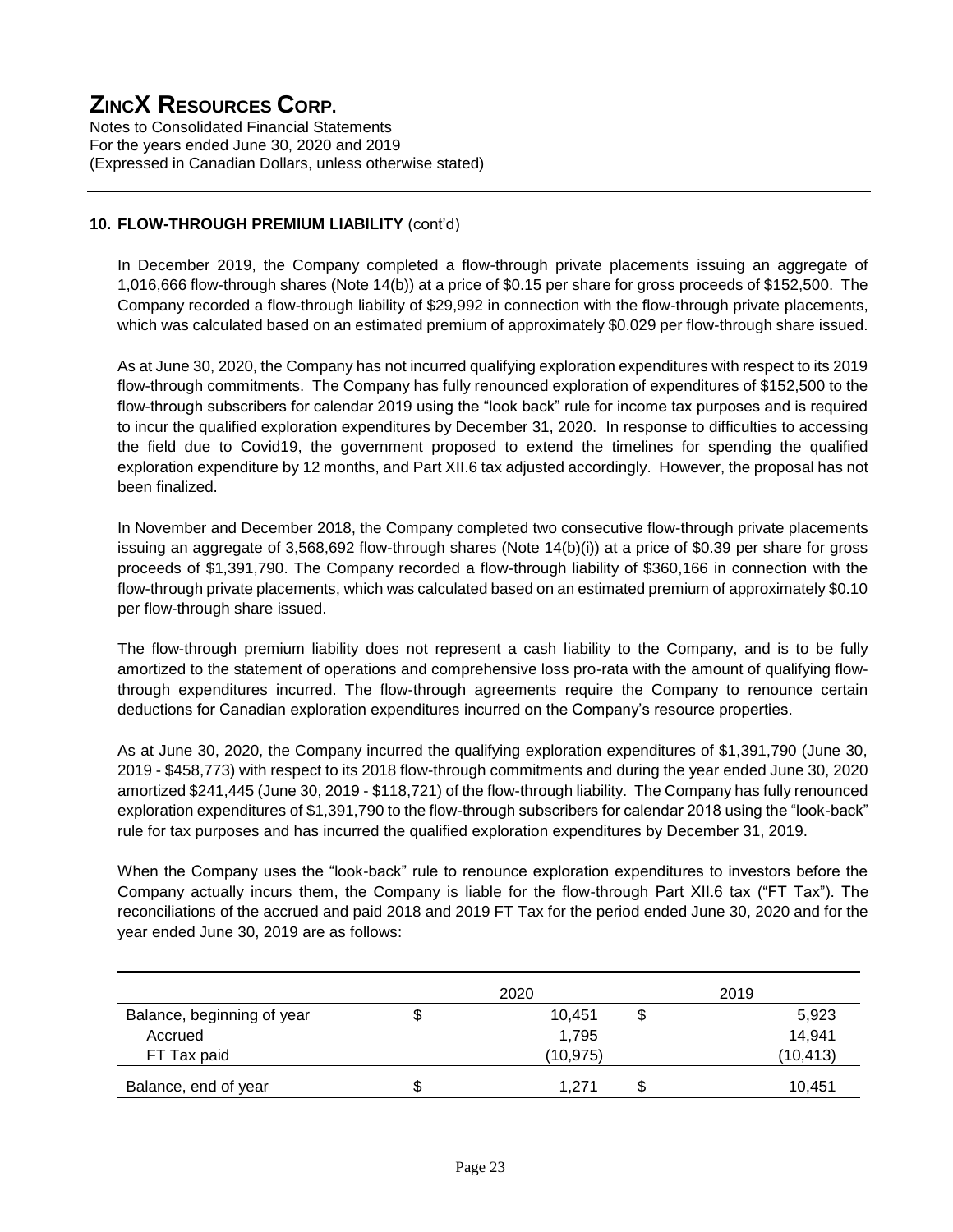# ZINCX RESOURCES CORP.

Notes to Consolidated Financial Statements
For the years ended June 30, 2020 and 2019
(Expressed in Canadian Dollars, unless otherwise stated)

**10. FLOW-THROUGH PREMIUM LIABILITY** (cont'd)

In December 2019, the Company completed a flow-through private placements issuing an aggregate of 1,016,666 flow-through shares (Note 14(b)) at a price of $0.15 per share for gross proceeds of $152,500. The Company recorded a flow-through liability of $29,992 in connection with the flow-through private placements, which was calculated based on an estimated premium of approximately $0.029 per flow-through share issued.

As at June 30, 2020, the Company has not incurred qualifying exploration expenditures with respect to its 2019 flow-through commitments. The Company has fully renounced exploration of expenditures of $152,500 to the flow-through subscribers for calendar 2019 using the "look back" rule for income tax purposes and is required to incur the qualified exploration expenditures by December 31, 2020. In response to difficulties to accessing the field due to Covid19, the government proposed to extend the timelines for spending the qualified exploration expenditure by 12 months, and Part XII.6 tax adjusted accordingly. However, the proposal has not been finalized.

In November and December 2018, the Company completed two consecutive flow-through private placements issuing an aggregate of 3,568,692 flow-through shares (Note 14(b)(i)) at a price of $0.39 per share for gross proceeds of $1,391,790. The Company recorded a flow-through liability of $360,166 in connection with the flow-through private placements, which was calculated based on an estimated premium of approximately $0.10 per flow-through share issued.

The flow-through premium liability does not represent a cash liability to the Company, and is to be fully amortized to the statement of operations and comprehensive loss pro-rata with the amount of qualifying flow-through expenditures incurred. The flow-through agreements require the Company to renounce certain deductions for Canadian exploration expenditures incurred on the Company's resource properties.

As at June 30, 2020, the Company incurred the qualifying exploration expenditures of $1,391,790 (June 30, 2019 - $458,773) with respect to its 2018 flow-through commitments and during the year ended June 30, 2020 amortized $241,445 (June 30, 2019 - $118,721) of the flow-through liability. The Company has fully renounced exploration expenditures of $1,391,790 to the flow-through subscribers for calendar 2018 using the "look-back" rule for tax purposes and has incurred the qualified exploration expenditures by December 31, 2019.

When the Company uses the "look-back" rule to renounce exploration expenditures to investors before the Company actually incurs them, the Company is liable for the flow-through Part XII.6 tax ("FT Tax"). The reconciliations of the accrued and paid 2018 and 2019 FT Tax for the period ended June 30, 2020 and for the year ended June 30, 2019 are as follows:

| | | 2020 | | 2019 |
|---|---|---|---|---|
| Balance, beginning of year | $ | 10,451 | $ | 5,923 |
| Accrued | | 1,795 | | 14,941 |
| FT Tax paid | | (10,975) | | (10,413) |
| Balance, end of year | $ | 1,271 | $ | 10,451 |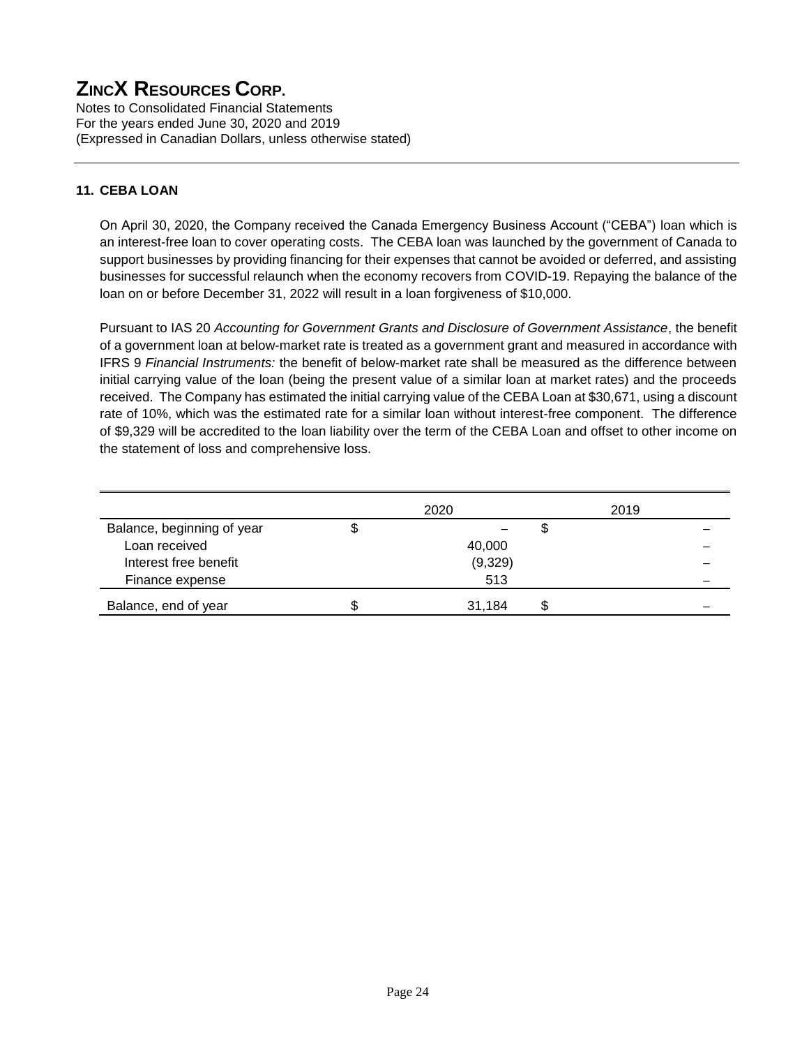## 11. CEBA LOAN

On April 30, 2020, the Company received the Canada Emergency Business Account ("CEBA") loan which is an interest-free loan to cover operating costs. The CEBA loan was launched by the government of Canada to support businesses by providing financing for their expenses that cannot be avoided or deferred, and assisting businesses for successful relaunch when the economy recovers from COVID-19. Repaying the balance of the loan on or before December 31, 2022 will result in a loan forgiveness of $10,000.

Pursuant to IAS 20 *Accounting for Government Grants and Disclosure of Government Assistance*, the benefit of a government loan at below-market rate is treated as a government grant and measured in accordance with IFRS 9 *Financial Instruments:* the benefit of below-market rate shall be measured as the difference between initial carrying value of the loan (being the present value of a similar loan at market rates) and the proceeds received. The Company has estimated the initial carrying value of the CEBA Loan at $30,671, using a discount rate of 10%, which was the estimated rate for a similar loan without interest-free component. The difference of $9,329 will be accredited to the loan liability over the term of the CEBA Loan and offset to other income on the statement of loss and comprehensive loss.

| | 2020 | 2019 |
|---|---|---|
| Balance, beginning of year | $ – | $ – |
| Loan received | 40,000 | – |
| Interest free benefit | (9,329) | – |
| Finance expense | 513 | – |
| Balance, end of year | $ 31,184 | $ – |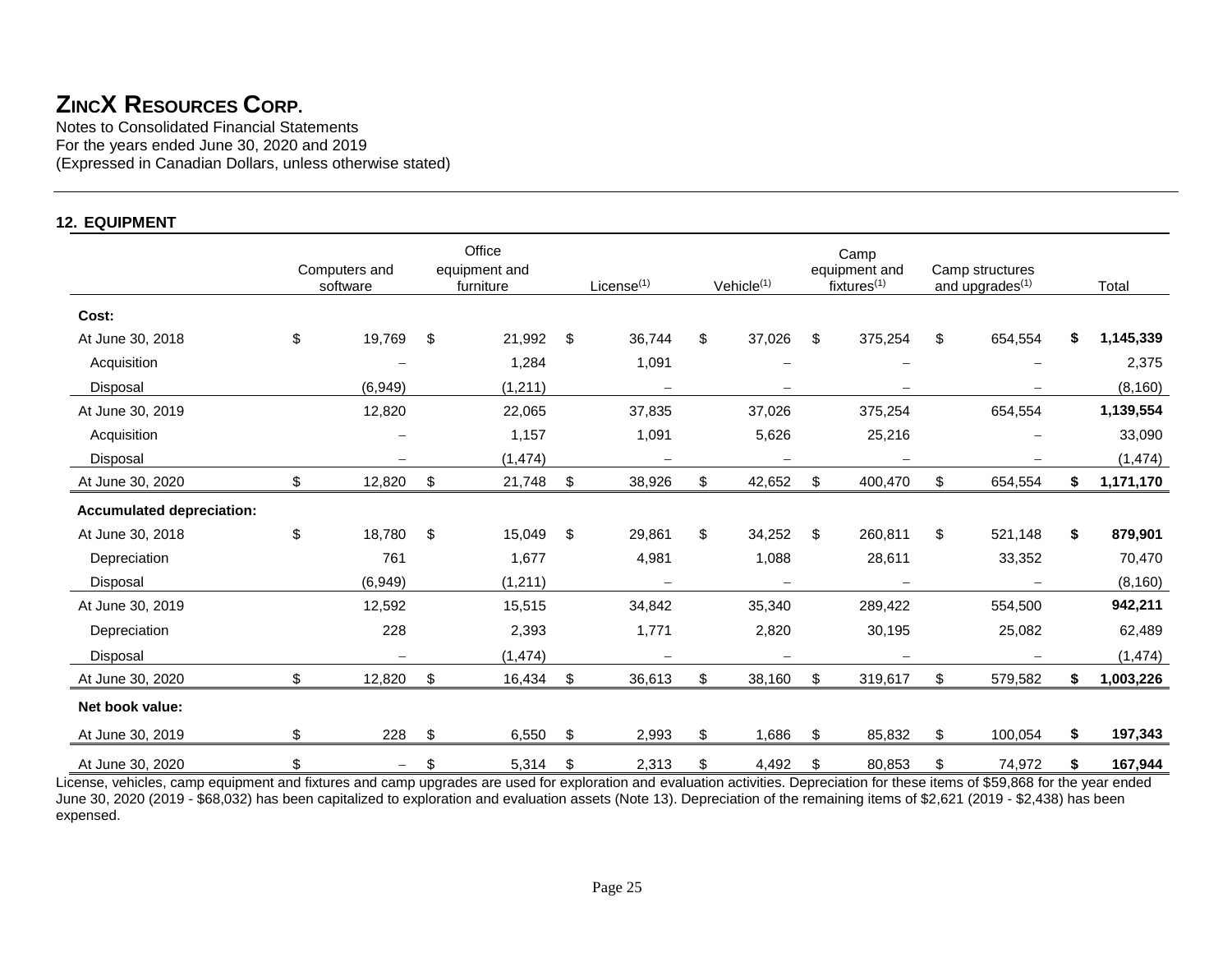# ZINCX RESOURCES CORP.

Notes to Consolidated Financial Statements
For the years ended June 30, 2020 and 2019
(Expressed in Canadian Dollars, unless otherwise stated)

## 12. EQUIPMENT

| | Computers and software | Office equipment and furniture | License[(1)] | Vehicle[(1)] | Camp equipment and fixtures[(1)] | Camp structures and upgrades[(1)] | Total |
|---|---|---|---|---|---|---|---|
| **Cost:** | | | | | | | |
| At June 30, 2018 | $ 19,769 | $ 21,992 | $ 36,744 | $ 37,026 | $ 375,254 | $ 654,554 | **$ 1,145,339** |
| Acquisition | – | 1,284 | 1,091 | – | – | – | 2,375 |
| Disposal | (6,949) | (1,211) | – | – | – | – | (8,160) |
| At June 30, 2019 | 12,820 | 22,065 | 37,835 | 37,026 | 375,254 | 654,554 | **1,139,554** |
| Acquisition | – | 1,157 | 1,091 | 5,626 | 25,216 | – | 33,090 |
| Disposal | – | (1,474) | – | – | – | – | (1,474) |
| At June 30, 2020 | $ 12,820 | $ 21,748 | $ 38,926 | $ 42,652 | $ 400,470 | $ 654,554 | **$ 1,171,170** |
| **Accumulated depreciation:** | | | | | | | |
| At June 30, 2018 | $ 18,780 | $ 15,049 | $ 29,861 | $ 34,252 | $ 260,811 | $ 521,148 | **$ 879,901** |
| Depreciation | 761 | 1,677 | 4,981 | 1,088 | 28,611 | 33,352 | 70,470 |
| Disposal | (6,949) | (1,211) | – | – | – | – | (8,160) |
| At June 30, 2019 | 12,592 | 15,515 | 34,842 | 35,340 | 289,422 | 554,500 | **942,211** |
| Depreciation | 228 | 2,393 | 1,771 | 2,820 | 30,195 | 25,082 | 62,489 |
| Disposal | – | (1,474) | – | – | – | – | (1,474) |
| At June 30, 2020 | $ 12,820 | $ 16,434 | $ 36,613 | $ 38,160 | $ 319,617 | $ 579,582 | **$ 1,003,226** |
| **Net book value:** | | | | | | | |
| At June 30, 2019 | $ 228 | $ 6,550 | $ 2,993 | $ 1,686 | $ 85,832 | $ 100,054 | **$ 197,343** |
| At June 30, 2020 | $ – | $ 5,314 | $ 2,313 | $ 4,492 | $ 80,853 | $ 74,972 | **$ 167,944** |

License, vehicles, camp equipment and fixtures and camp upgrades are used for exploration and evaluation activities. Depreciation for these items of $59,868 for the year ended June 30, 2020 (2019 - $68,032) has been capitalized to exploration and evaluation assets (Note 13). Depreciation of the remaining items of $2,621 (2019 - $2,438) has been expensed.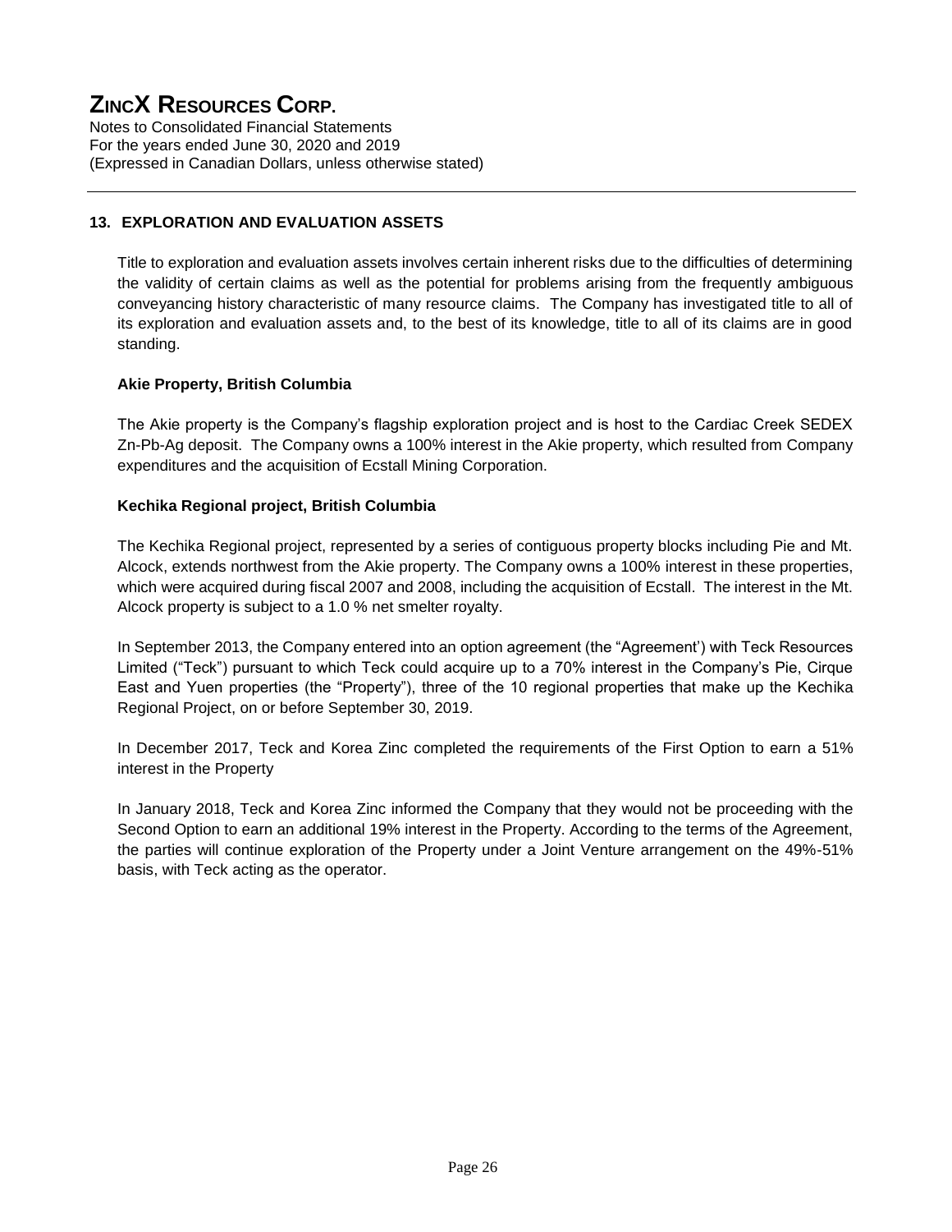## 13. EXPLORATION AND EVALUATION ASSETS

Title to exploration and evaluation assets involves certain inherent risks due to the difficulties of determining the validity of certain claims as well as the potential for problems arising from the frequently ambiguous conveyancing history characteristic of many resource claims. The Company has investigated title to all of its exploration and evaluation assets and, to the best of its knowledge, title to all of its claims are in good standing.

**Akie Property, British Columbia**

The Akie property is the Company's flagship exploration project and is host to the Cardiac Creek SEDEX Zn-Pb-Ag deposit. The Company owns a 100% interest in the Akie property, which resulted from Company expenditures and the acquisition of Ecstall Mining Corporation.

**Kechika Regional project, British Columbia**

The Kechika Regional project, represented by a series of contiguous property blocks including Pie and Mt. Alcock, extends northwest from the Akie property. The Company owns a 100% interest in these properties, which were acquired during fiscal 2007 and 2008, including the acquisition of Ecstall. The interest in the Mt. Alcock property is subject to a 1.0 % net smelter royalty.

In September 2013, the Company entered into an option agreement (the "Agreement') with Teck Resources Limited ("Teck") pursuant to which Teck could acquire up to a 70% interest in the Company's Pie, Cirque East and Yuen properties (the "Property"), three of the 10 regional properties that make up the Kechika Regional Project, on or before September 30, 2019.

In December 2017, Teck and Korea Zinc completed the requirements of the First Option to earn a 51% interest in the Property

In January 2018, Teck and Korea Zinc informed the Company that they would not be proceeding with the Second Option to earn an additional 19% interest in the Property. According to the terms of the Agreement, the parties will continue exploration of the Property under a Joint Venture arrangement on the 49%-51% basis, with Teck acting as the operator.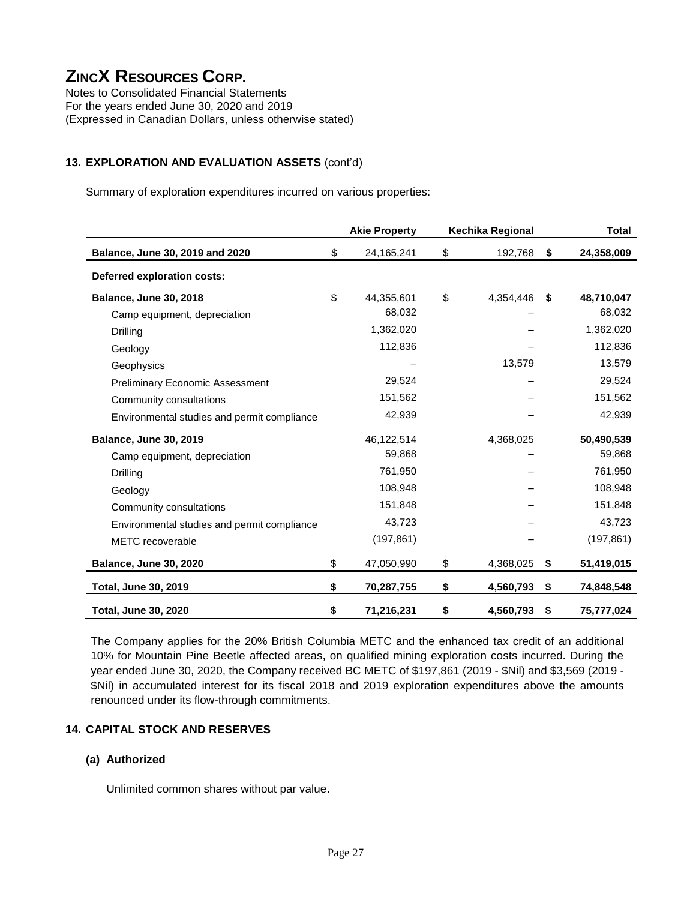# ZINCX RESOURCES CORP.

Notes to Consolidated Financial Statements
For the years ended June 30, 2020 and 2019
(Expressed in Canadian Dollars, unless otherwise stated)

## 13. EXPLORATION AND EVALUATION ASSETS (cont'd)

Summary of exploration expenditures incurred on various properties:

| | Akie Property | Kechika Regional | Total |
|---|---|---|---|
| **Balance, June 30, 2019 and 2020** | $ 24,165,241 | $ 192,768 | **$ 24,358,009** |
| **Deferred exploration costs:** | | | |
| **Balance, June 30, 2018** | $ 44,355,601 | $ 4,354,446 | **$ 48,710,047** |
| Camp equipment, depreciation | 68,032 | – | 68,032 |
| Drilling | 1,362,020 | – | 1,362,020 |
| Geology | 112,836 | – | 112,836 |
| Geophysics | – | 13,579 | 13,579 |
| Preliminary Economic Assessment | 29,524 | – | 29,524 |
| Community consultations | 151,562 | – | 151,562 |
| Environmental studies and permit compliance | 42,939 | – | 42,939 |
| **Balance, June 30, 2019** | 46,122,514 | 4,368,025 | **50,490,539** |
| Camp equipment, depreciation | 59,868 | – | 59,868 |
| Drilling | 761,950 | – | 761,950 |
| Geology | 108,948 | – | 108,948 |
| Community consultations | 151,848 | – | 151,848 |
| Environmental studies and permit compliance | 43,723 | – | 43,723 |
| METC recoverable | (197,861) | – | (197,861) |
| **Balance, June 30, 2020** | $ 47,050,990 | $ 4,368,025 | **$ 51,419,015** |
| **Total, June 30, 2019** | **$ 70,287,755** | **$ 4,560,793** | **$ 74,848,548** |
| **Total, June 30, 2020** | **$ 71,216,231** | **$ 4,560,793** | **$ 75,777,024** |

The Company applies for the 20% British Columbia METC and the enhanced tax credit of an additional 10% for Mountain Pine Beetle affected areas, on qualified mining exploration costs incurred. During the year ended June 30, 2020, the Company received BC METC of $197,861 (2019 - $Nil) and $3,569 (2019 - $Nil) in accumulated interest for its fiscal 2018 and 2019 exploration expenditures above the amounts renounced under its flow-through commitments.

## 14. CAPITAL STOCK AND RESERVES

### (a) Authorized

Unlimited common shares without par value.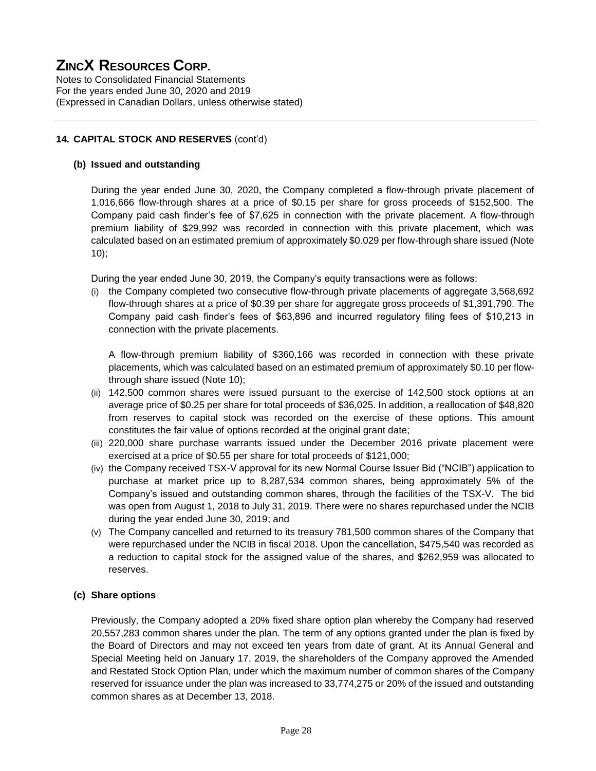## 14. CAPITAL STOCK AND RESERVES (cont'd)

### (b) Issued and outstanding

During the year ended June 30, 2020, the Company completed a flow-through private placement of 1,016,666 flow-through shares at a price of $0.15 per share for gross proceeds of $152,500. The Company paid cash finder's fee of $7,625 in connection with the private placement. A flow-through premium liability of $29,992 was recorded in connection with this private placement, which was calculated based on an estimated premium of approximately $0.029 per flow-through share issued (Note 10);

During the year ended June 30, 2019, the Company's equity transactions were as follows:

(i) the Company completed two consecutive flow-through private placements of aggregate 3,568,692 flow-through shares at a price of $0.39 per share for aggregate gross proceeds of $1,391,790. The Company paid cash finder's fees of $63,896 and incurred regulatory filing fees of $10,213 in connection with the private placements.

A flow-through premium liability of $360,166 was recorded in connection with these private placements, which was calculated based on an estimated premium of approximately $0.10 per flow-through share issued (Note 10);

(ii) 142,500 common shares were issued pursuant to the exercise of 142,500 stock options at an average price of $0.25 per share for total proceeds of $36,025. In addition, a reallocation of $48,820 from reserves to capital stock was recorded on the exercise of these options. This amount constitutes the fair value of options recorded at the original grant date;

(iii) 220,000 share purchase warrants issued under the December 2016 private placement were exercised at a price of $0.55 per share for total proceeds of $121,000;

(iv) the Company received TSX-V approval for its new Normal Course Issuer Bid ("NCIB") application to purchase at market price up to 8,287,534 common shares, being approximately 5% of the Company's issued and outstanding common shares, through the facilities of the TSX-V. The bid was open from August 1, 2018 to July 31, 2019. There were no shares repurchased under the NCIB during the year ended June 30, 2019; and

(v) The Company cancelled and returned to its treasury 781,500 common shares of the Company that were repurchased under the NCIB in fiscal 2018. Upon the cancellation, $475,540 was recorded as a reduction to capital stock for the assigned value of the shares, and $262,959 was allocated to reserves.

### (c) Share options

Previously, the Company adopted a 20% fixed share option plan whereby the Company had reserved 20,557,283 common shares under the plan. The term of any options granted under the plan is fixed by the Board of Directors and may not exceed ten years from date of grant. At its Annual General and Special Meeting held on January 17, 2019, the shareholders of the Company approved the Amended and Restated Stock Option Plan, under which the maximum number of common shares of the Company reserved for issuance under the plan was increased to 33,774,275 or 20% of the issued and outstanding common shares as at December 13, 2018.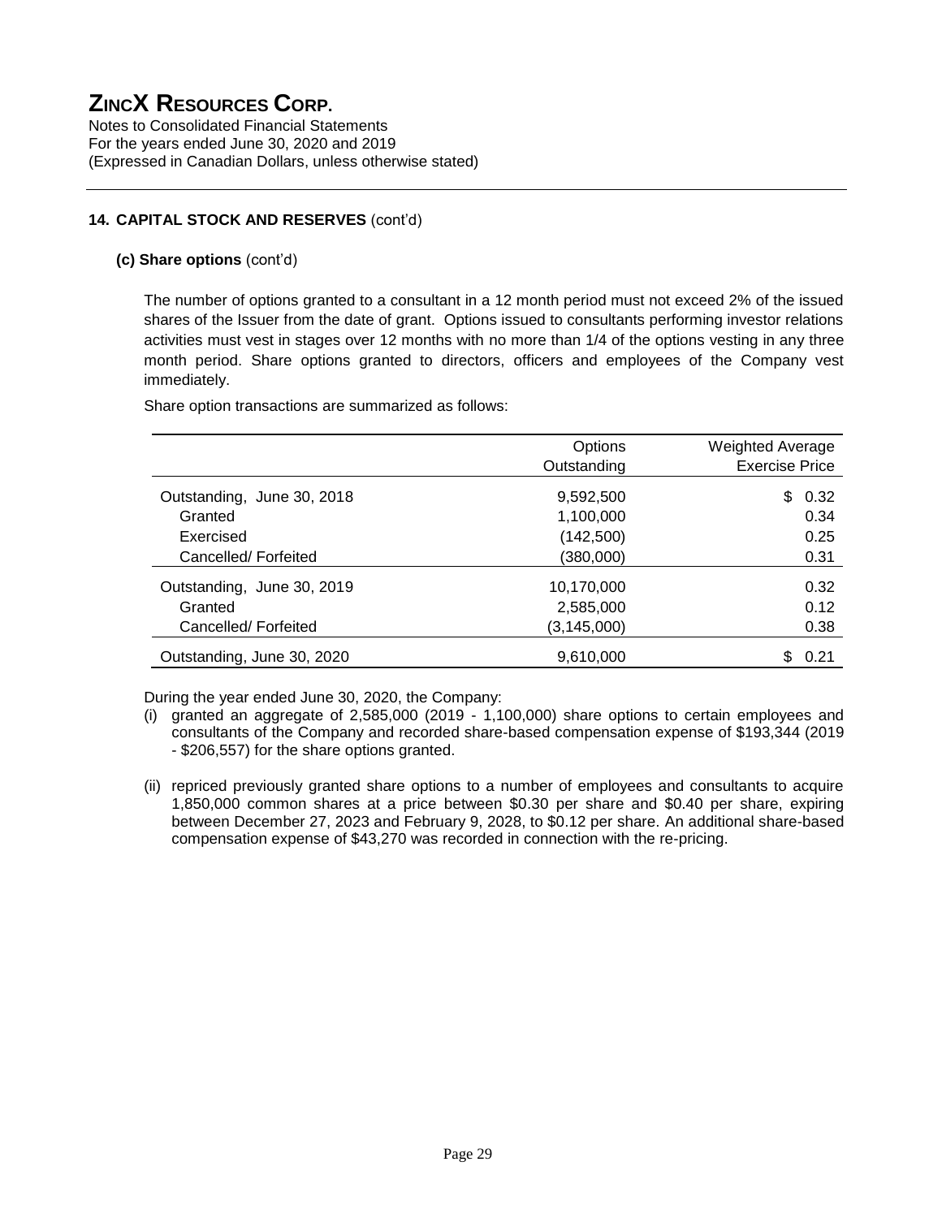## 14. CAPITAL STOCK AND RESERVES (cont'd)

### (c) Share options (cont'd)

The number of options granted to a consultant in a 12 month period must not exceed 2% of the issued shares of the Issuer from the date of grant. Options issued to consultants performing investor relations activities must vest in stages over 12 months with no more than 1/4 of the options vesting in any three month period. Share options granted to directors, officers and employees of the Company vest immediately.

Share option transactions are summarized as follows:

| | Options Outstanding | Weighted Average Exercise Price |
|---|---|---|
| Outstanding, June 30, 2018 | 9,592,500 | $ 0.32 |
| Granted | 1,100,000 | 0.34 |
| Exercised | (142,500) | 0.25 |
| Cancelled/ Forfeited | (380,000) | 0.31 |
| Outstanding, June 30, 2019 | 10,170,000 | 0.32 |
| Granted | 2,585,000 | 0.12 |
| Cancelled/ Forfeited | (3,145,000) | 0.38 |
| Outstanding, June 30, 2020 | 9,610,000 | $ 0.21 |

During the year ended June 30, 2020, the Company:

(i) granted an aggregate of 2,585,000 (2019 - 1,100,000) share options to certain employees and consultants of the Company and recorded share-based compensation expense of $193,344 (2019 - $206,557) for the share options granted.

(ii) repriced previously granted share options to a number of employees and consultants to acquire 1,850,000 common shares at a price between $0.30 per share and $0.40 per share, expiring between December 27, 2023 and February 9, 2028, to $0.12 per share. An additional share-based compensation expense of $43,270 was recorded in connection with the re-pricing.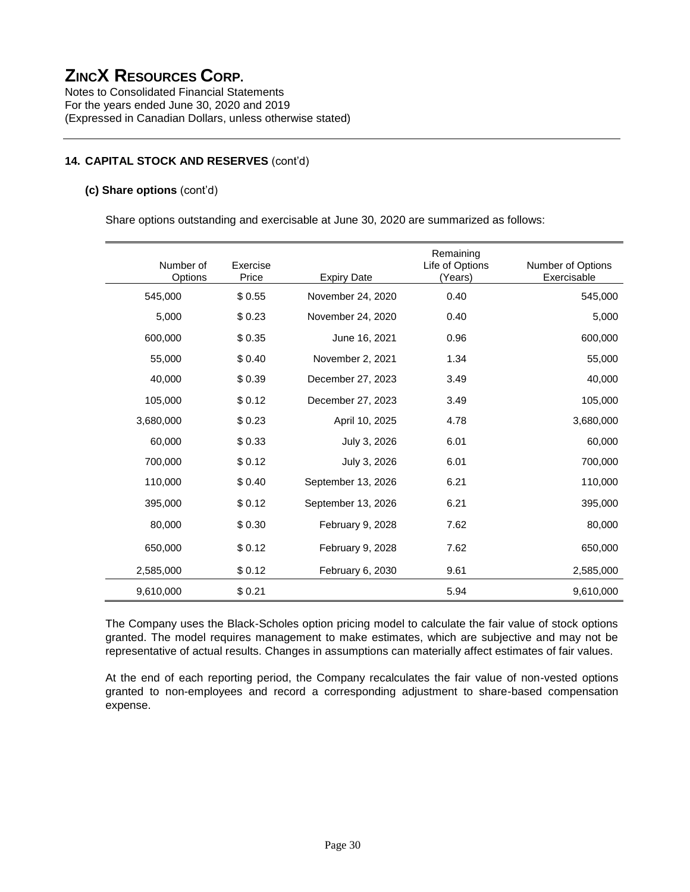# ZINCX RESOURCES CORP.

Notes to Consolidated Financial Statements
For the years ended June 30, 2020 and 2019
(Expressed in Canadian Dollars, unless otherwise stated)

### 14. CAPITAL STOCK AND RESERVES (cont'd)

#### (c) Share options (cont'd)

Share options outstanding and exercisable at June 30, 2020 are summarized as follows:

| Number of Options | Exercise Price | Expiry Date | Remaining Life of Options (Years) | Number of Options Exercisable |
|---:|---:|---:|---:|---:|
| 545,000 | $ 0.55 | November 24, 2020 | 0.40 | 545,000 |
| 5,000 | $ 0.23 | November 24, 2020 | 0.40 | 5,000 |
| 600,000 | $ 0.35 | June 16, 2021 | 0.96 | 600,000 |
| 55,000 | $ 0.40 | November 2, 2021 | 1.34 | 55,000 |
| 40,000 | $ 0.39 | December 27, 2023 | 3.49 | 40,000 |
| 105,000 | $ 0.12 | December 27, 2023 | 3.49 | 105,000 |
| 3,680,000 | $ 0.23 | April 10, 2025 | 4.78 | 3,680,000 |
| 60,000 | $ 0.33 | July 3, 2026 | 6.01 | 60,000 |
| 700,000 | $ 0.12 | July 3, 2026 | 6.01 | 700,000 |
| 110,000 | $ 0.40 | September 13, 2026 | 6.21 | 110,000 |
| 395,000 | $ 0.12 | September 13, 2026 | 6.21 | 395,000 |
| 80,000 | $ 0.30 | February 9, 2028 | 7.62 | 80,000 |
| 650,000 | $ 0.12 | February 9, 2028 | 7.62 | 650,000 |
| 2,585,000 | $ 0.12 | February 6, 2030 | 9.61 | 2,585,000 |
| 9,610,000 | $ 0.21 | | 5.94 | 9,610,000 |

The Company uses the Black-Scholes option pricing model to calculate the fair value of stock options granted. The model requires management to make estimates, which are subjective and may not be representative of actual results. Changes in assumptions can materially affect estimates of fair values.

At the end of each reporting period, the Company recalculates the fair value of non-vested options granted to non-employees and record a corresponding adjustment to share-based compensation expense.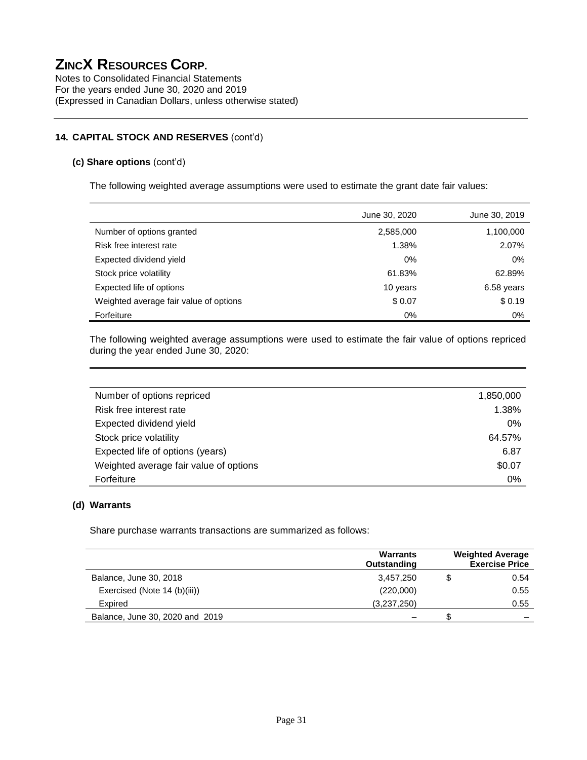# ZINCX RESOURCES CORP.

Notes to Consolidated Financial Statements
For the years ended June 30, 2020 and 2019
(Expressed in Canadian Dollars, unless otherwise stated)

## 14. CAPITAL STOCK AND RESERVES (cont'd)

### (c) Share options (cont'd)

The following weighted average assumptions were used to estimate the grant date fair values:

| | June 30, 2020 | June 30, 2019 |
|---|---|---|
| Number of options granted | 2,585,000 | 1,100,000 |
| Risk free interest rate | 1.38% | 2.07% |
| Expected dividend yield | 0% | 0% |
| Stock price volatility | 61.83% | 62.89% |
| Expected life of options | 10 years | 6.58 years |
| Weighted average fair value of options | $ 0.07 | $ 0.19 |
| Forfeiture | 0% | 0% |

The following weighted average assumptions were used to estimate the fair value of options repriced during the year ended June 30, 2020:

| | |
|---|---|
| Number of options repriced | 1,850,000 |
| Risk free interest rate | 1.38% |
| Expected dividend yield | 0% |
| Stock price volatility | 64.57% |
| Expected life of options (years) | 6.87 |
| Weighted average fair value of options | $0.07 |
| Forfeiture | 0% |

### (d) Warrants

Share purchase warrants transactions are summarized as follows:

| | Warrants Outstanding | Weighted Average Exercise Price |
|---|---|---|
| Balance, June 30, 2018 | 3,457,250 | $ 0.54 |
| Exercised (Note 14 (b)(iii)) | (220,000) | 0.55 |
| Expired | (3,237,250) | 0.55 |
| Balance, June 30, 2020 and 2019 | – | $ – |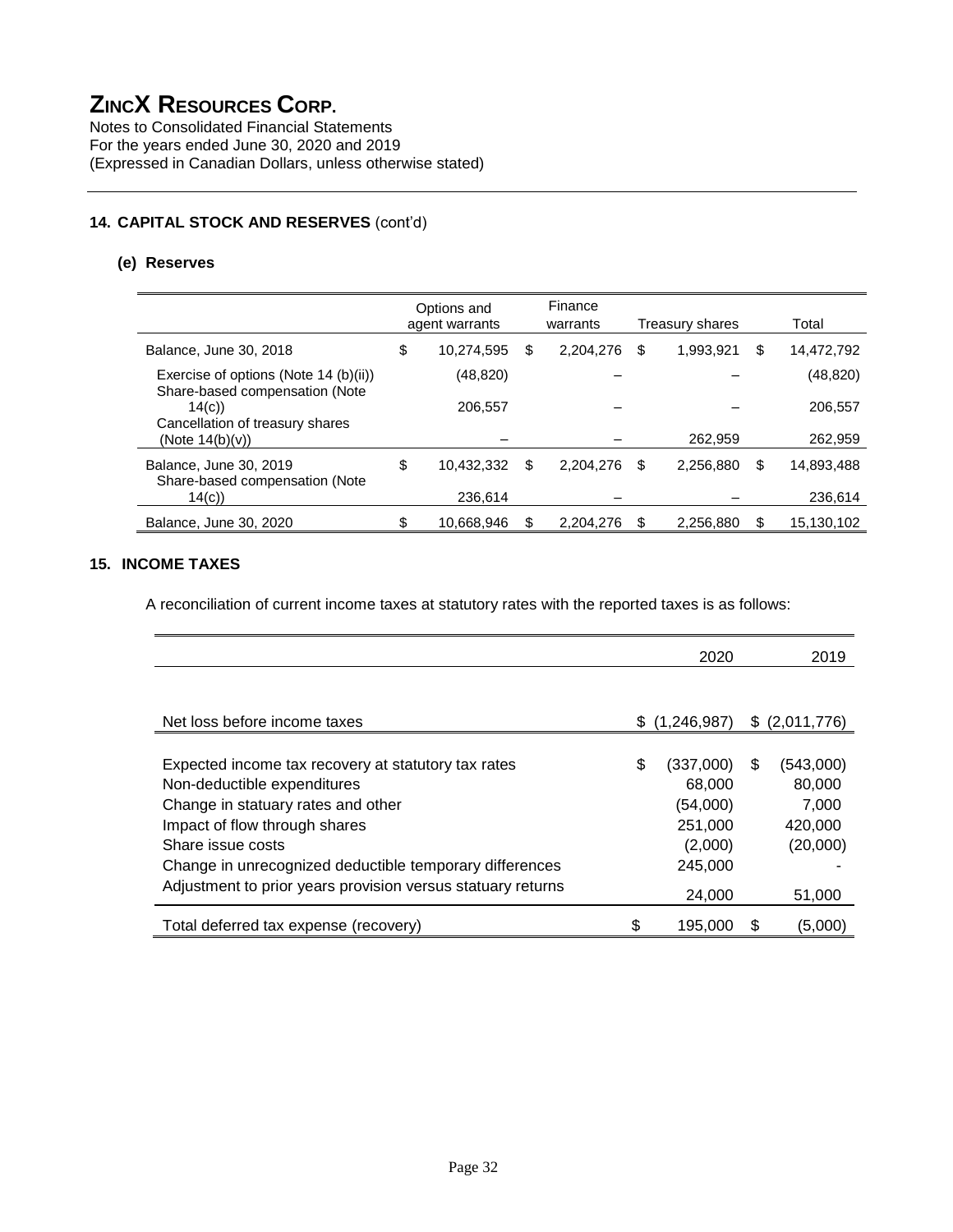# ZINCX RESOURCES CORP.

Notes to Consolidated Financial Statements
For the years ended June 30, 2020 and 2019
(Expressed in Canadian Dollars, unless otherwise stated)

## 14. CAPITAL STOCK AND RESERVES (cont'd)

### (e) Reserves

| | Options and agent warrants | Finance warrants | Treasury shares | Total |
|---|---|---|---|---|
| Balance, June 30, 2018 | $ 10,274,595 | $ 2,204,276 | $ 1,993,921 | $ 14,472,792 |
| Exercise of options (Note 14 (b)(ii)) | (48,820) | – | – | (48,820) |
| Share-based compensation (Note 14(c)) | 206,557 | – | – | 206,557 |
| Cancellation of treasury shares (Note 14(b)(v)) | – | – | 262,959 | 262,959 |
| Balance, June 30, 2019 | $ 10,432,332 | $ 2,204,276 | $ 2,256,880 | $ 14,893,488 |
| Share-based compensation (Note 14(c)) | 236,614 | – | – | 236,614 |
| Balance, June 30, 2020 | $ 10,668,946 | $ 2,204,276 | $ 2,256,880 | $ 15,130,102 |

## 15. INCOME TAXES

A reconciliation of current income taxes at statutory rates with the reported taxes is as follows:

| | 2020 | 2019 |
|---|---|---|
| Net loss before income taxes | $ (1,246,987) | $ (2,011,776) |
| Expected income tax recovery at statutory tax rates | $ (337,000) | $ (543,000) |
| Non-deductible expenditures | 68,000 | 80,000 |
| Change in statuary rates and other | (54,000) | 7,000 |
| Impact of flow through shares | 251,000 | 420,000 |
| Share issue costs | (2,000) | (20,000) |
| Change in unrecognized deductible temporary differences | 245,000 | - |
| Adjustment to prior years provision versus statuary returns | 24,000 | 51,000 |
| Total deferred tax expense (recovery) | $ 195,000 | $ (5,000) |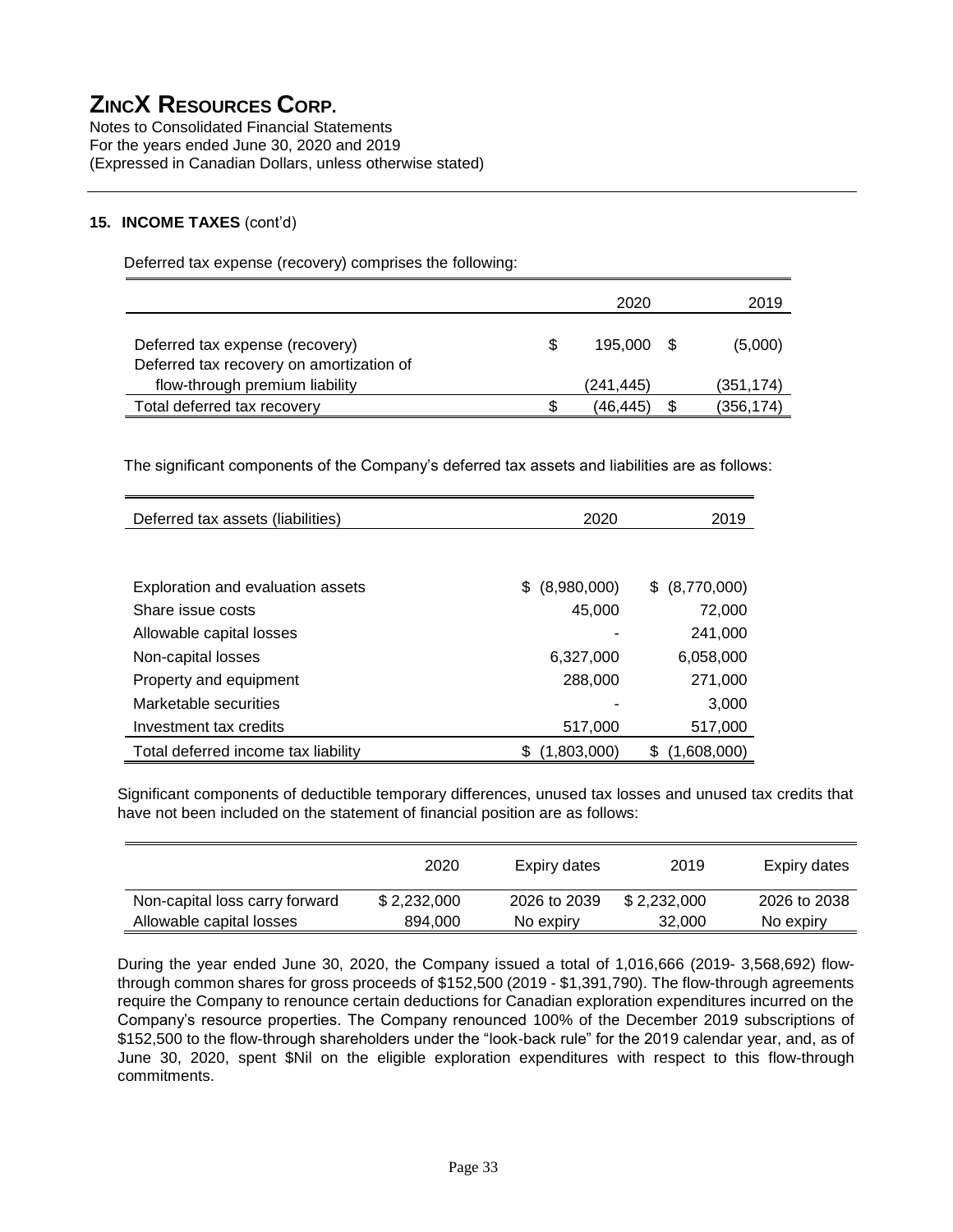# ZINCX RESOURCES CORP.

Notes to Consolidated Financial Statements
For the years ended June 30, 2020 and 2019
(Expressed in Canadian Dollars, unless otherwise stated)

### 15. INCOME TAXES (cont'd)

Deferred tax expense (recovery) comprises the following:

| | 2020 | 2019 |
|---|---|---|
| Deferred tax expense (recovery) | $ 195,000 | $ (5,000) |
| Deferred tax recovery on amortization of flow-through premium liability | (241,445) | (351,174) |
| Total deferred tax recovery | $ (46,445) | $ (356,174) |

The significant components of the Company's deferred tax assets and liabilities are as follows:

| Deferred tax assets (liabilities) | 2020 | 2019 |
|---|---|---|
| Exploration and evaluation assets | $ (8,980,000) | $ (8,770,000) |
| Share issue costs | 45,000 | 72,000 |
| Allowable capital losses | - | 241,000 |
| Non-capital losses | 6,327,000 | 6,058,000 |
| Property and equipment | 288,000 | 271,000 |
| Marketable securities | - | 3,000 |
| Investment tax credits | 517,000 | 517,000 |
| Total deferred income tax liability | $ (1,803,000) | $ (1,608,000) |

Significant components of deductible temporary differences, unused tax losses and unused tax credits that have not been included on the statement of financial position are as follows:

| | 2020 | Expiry dates | 2019 | Expiry dates |
|---|---|---|---|---|
| Non-capital loss carry forward | $ 2,232,000 | 2026 to 2039 | $ 2,232,000 | 2026 to 2038 |
| Allowable capital losses | 894,000 | No expiry | 32,000 | No expiry |

During the year ended June 30, 2020, the Company issued a total of 1,016,666 (2019- 3,568,692) flow-through common shares for gross proceeds of $152,500 (2019 - $1,391,790). The flow-through agreements require the Company to renounce certain deductions for Canadian exploration expenditures incurred on the Company's resource properties. The Company renounced 100% of the December 2019 subscriptions of $152,500 to the flow-through shareholders under the "look-back rule" for the 2019 calendar year, and, as of June 30, 2020, spent $Nil on the eligible exploration expenditures with respect to this flow-through commitments.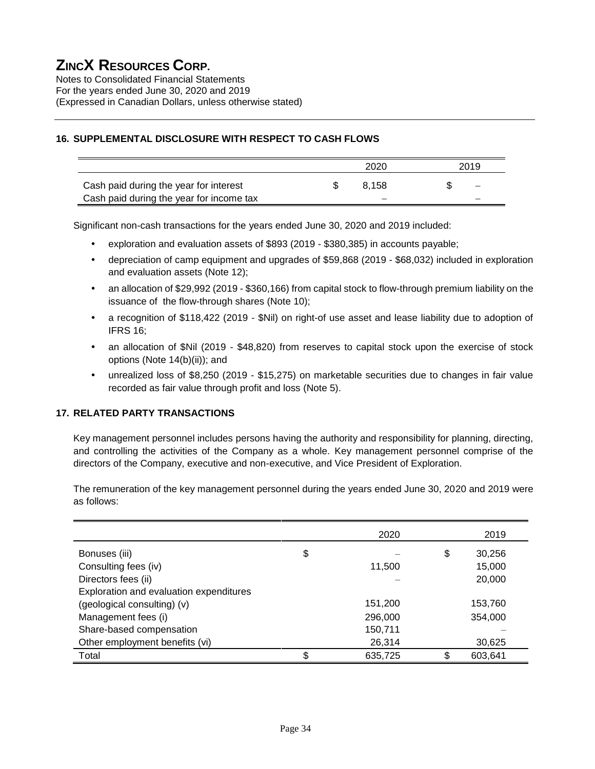# ZINCX RESOURCES CORP.

Notes to Consolidated Financial Statements
For the years ended June 30, 2020 and 2019
(Expressed in Canadian Dollars, unless otherwise stated)

## 16. SUPPLEMENTAL DISCLOSURE WITH RESPECT TO CASH FLOWS

| | 2020 | 2019 |
|---|---|---|
| Cash paid during the year for interest | $ 8,158 | $ – |
| Cash paid during the year for income tax | – | – |

Significant non-cash transactions for the years ended June 30, 2020 and 2019 included:

- exploration and evaluation assets of $893 (2019 - $380,385) in accounts payable;
- depreciation of camp equipment and upgrades of $59,868 (2019 - $68,032) included in exploration and evaluation assets (Note 12);
- an allocation of $29,992 (2019 - $360,166) from capital stock to flow-through premium liability on the issuance of the flow-through shares (Note 10);
- a recognition of $118,422 (2019 - $Nil) on right-of use asset and lease liability due to adoption of IFRS 16;
- an allocation of $Nil (2019 - $48,820) from reserves to capital stock upon the exercise of stock options (Note 14(b)(ii)); and
- unrealized loss of $8,250 (2019 - $15,275) on marketable securities due to changes in fair value recorded as fair value through profit and loss (Note 5).

## 17. RELATED PARTY TRANSACTIONS

Key management personnel includes persons having the authority and responsibility for planning, directing, and controlling the activities of the Company as a whole. Key management personnel comprise of the directors of the Company, executive and non-executive, and Vice President of Exploration.

The remuneration of the key management personnel during the years ended June 30, 2020 and 2019 were as follows:

| | 2020 | 2019 |
|---|---|---|
| Bonuses (iii) | $ – | $ 30,256 |
| Consulting fees (iv) | 11,500 | 15,000 |
| Directors fees (ii) | – | 20,000 |
| Exploration and evaluation expenditures (geological consulting) (v) | 151,200 | 153,760 |
| Management fees (i) | 296,000 | 354,000 |
| Share-based compensation | 150,711 | – |
| Other employment benefits (vi) | 26,314 | 30,625 |
| Total | $ 635,725 | $ 603,641 |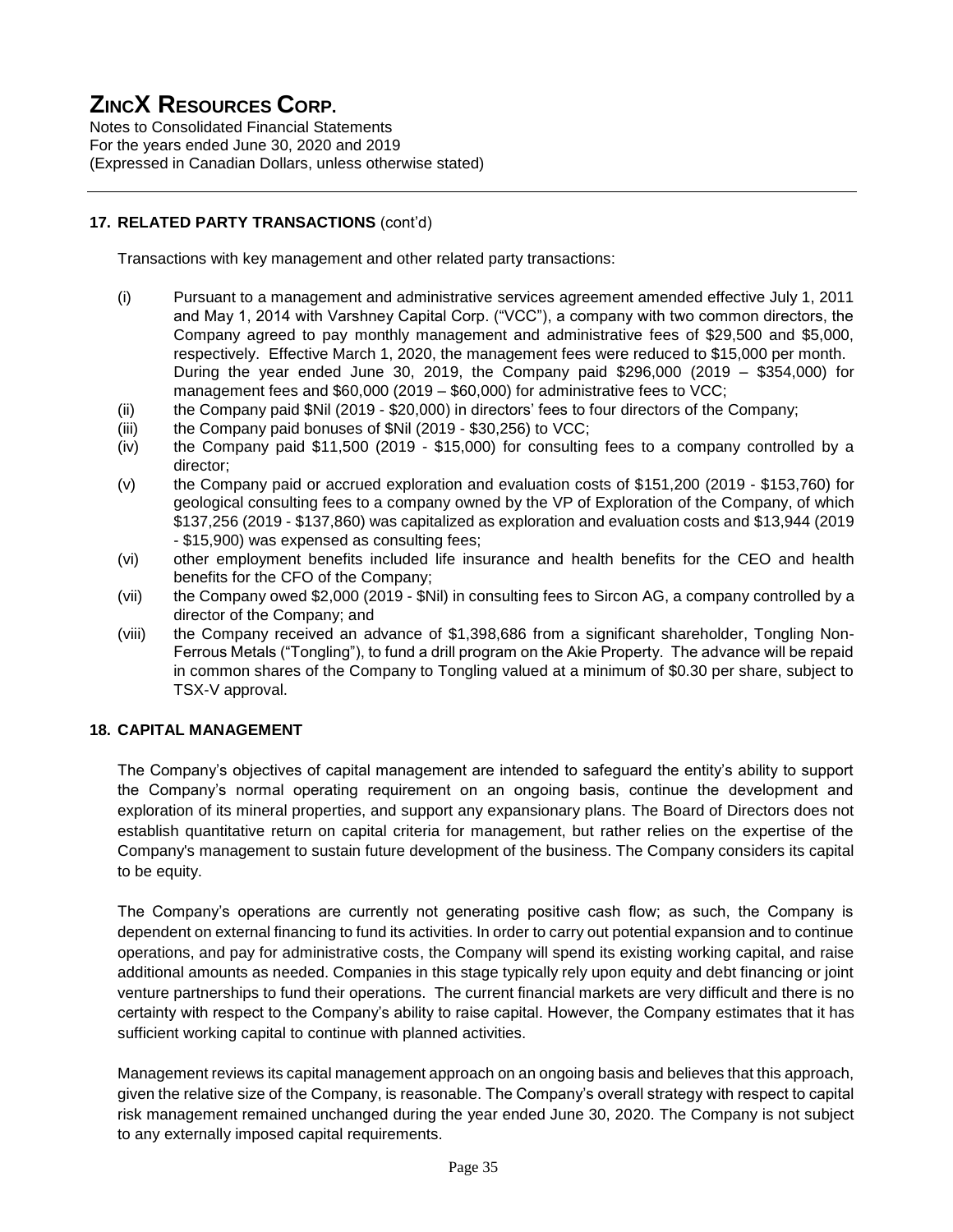## 17. RELATED PARTY TRANSACTIONS (cont'd)

Transactions with key management and other related party transactions:

(i) Pursuant to a management and administrative services agreement amended effective July 1, 2011 and May 1, 2014 with Varshney Capital Corp. ("VCC"), a company with two common directors, the Company agreed to pay monthly management and administrative fees of $29,500 and $5,000, respectively. Effective March 1, 2020, the management fees were reduced to $15,000 per month. During the year ended June 30, 2019, the Company paid $296,000 (2019 – $354,000) for management fees and $60,000 (2019 – $60,000) for administrative fees to VCC;

(ii) the Company paid $Nil (2019 - $20,000) in directors' fees to four directors of the Company;

(iii) the Company paid bonuses of $Nil (2019 - $30,256) to VCC;

(iv) the Company paid $11,500 (2019 - $15,000) for consulting fees to a company controlled by a director;

(v) the Company paid or accrued exploration and evaluation costs of $151,200 (2019 - $153,760) for geological consulting fees to a company owned by the VP of Exploration of the Company, of which $137,256 (2019 - $137,860) was capitalized as exploration and evaluation costs and $13,944 (2019 - $15,900) was expensed as consulting fees;

(vi) other employment benefits included life insurance and health benefits for the CEO and health benefits for the CFO of the Company;

(vii) the Company owed $2,000 (2019 - $Nil) in consulting fees to Sircon AG, a company controlled by a director of the Company; and

(viii) the Company received an advance of $1,398,686 from a significant shareholder, Tongling Non-Ferrous Metals ("Tongling"), to fund a drill program on the Akie Property. The advance will be repaid in common shares of the Company to Tongling valued at a minimum of $0.30 per share, subject to TSX-V approval.

## 18. CAPITAL MANAGEMENT

The Company's objectives of capital management are intended to safeguard the entity's ability to support the Company's normal operating requirement on an ongoing basis, continue the development and exploration of its mineral properties, and support any expansionary plans. The Board of Directors does not establish quantitative return on capital criteria for management, but rather relies on the expertise of the Company's management to sustain future development of the business. The Company considers its capital to be equity.

The Company's operations are currently not generating positive cash flow; as such, the Company is dependent on external financing to fund its activities. In order to carry out potential expansion and to continue operations, and pay for administrative costs, the Company will spend its existing working capital, and raise additional amounts as needed. Companies in this stage typically rely upon equity and debt financing or joint venture partnerships to fund their operations. The current financial markets are very difficult and there is no certainty with respect to the Company's ability to raise capital. However, the Company estimates that it has sufficient working capital to continue with planned activities.

Management reviews its capital management approach on an ongoing basis and believes that this approach, given the relative size of the Company, is reasonable. The Company's overall strategy with respect to capital risk management remained unchanged during the year ended June 30, 2020. The Company is not subject to any externally imposed capital requirements.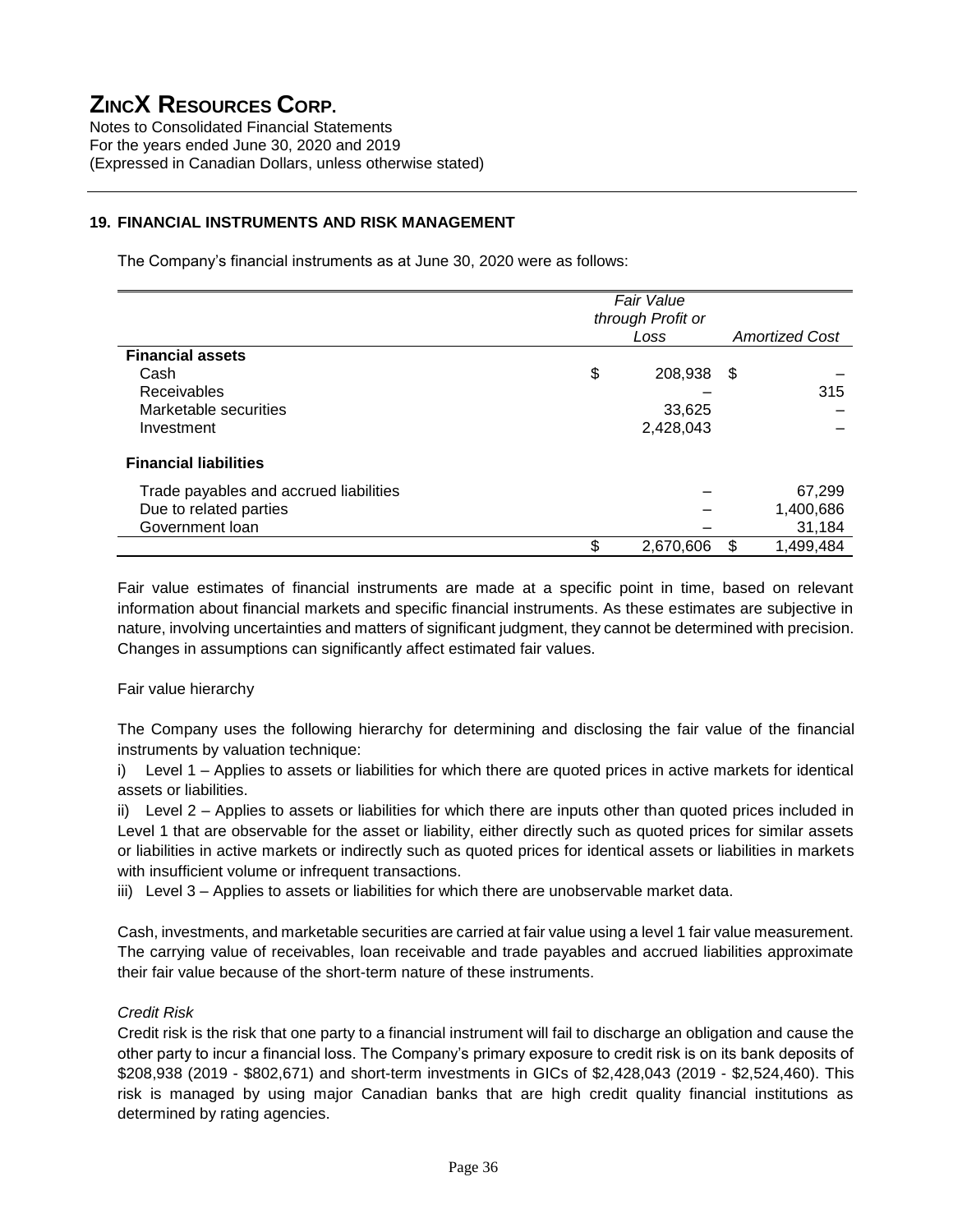## 19. FINANCIAL INSTRUMENTS AND RISK MANAGEMENT

The Company's financial instruments as at June 30, 2020 were as follows:

| | *Fair Value through Profit or Loss* | *Amortized Cost* |
|---|---|---|
| **Financial assets** | | |
| Cash | $ 208,938 | $ – |
| Receivables | – | 315 |
| Marketable securities | 33,625 | – |
| Investment | 2,428,043 | – |
| **Financial liabilities** | | |
| Trade payables and accrued liabilities | – | 67,299 |
| Due to related parties | – | 1,400,686 |
| Government loan | – | 31,184 |
| | $ 2,670,606 | $ 1,499,484 |

Fair value estimates of financial instruments are made at a specific point in time, based on relevant information about financial markets and specific financial instruments. As these estimates are subjective in nature, involving uncertainties and matters of significant judgment, they cannot be determined with precision. Changes in assumptions can significantly affect estimated fair values.

Fair value hierarchy

The Company uses the following hierarchy for determining and disclosing the fair value of the financial instruments by valuation technique:

i) Level 1 – Applies to assets or liabilities for which there are quoted prices in active markets for identical assets or liabilities.

ii) Level 2 – Applies to assets or liabilities for which there are inputs other than quoted prices included in Level 1 that are observable for the asset or liability, either directly such as quoted prices for similar assets or liabilities in active markets or indirectly such as quoted prices for identical assets or liabilities in markets with insufficient volume or infrequent transactions.

iii) Level 3 – Applies to assets or liabilities for which there are unobservable market data.

Cash, investments, and marketable securities are carried at fair value using a level 1 fair value measurement. The carrying value of receivables, loan receivable and trade payables and accrued liabilities approximate their fair value because of the short-term nature of these instruments.

*Credit Risk*

Credit risk is the risk that one party to a financial instrument will fail to discharge an obligation and cause the other party to incur a financial loss. The Company's primary exposure to credit risk is on its bank deposits of $208,938 (2019 - $802,671) and short-term investments in GICs of $2,428,043 (2019 - $2,524,460). This risk is managed by using major Canadian banks that are high credit quality financial institutions as determined by rating agencies.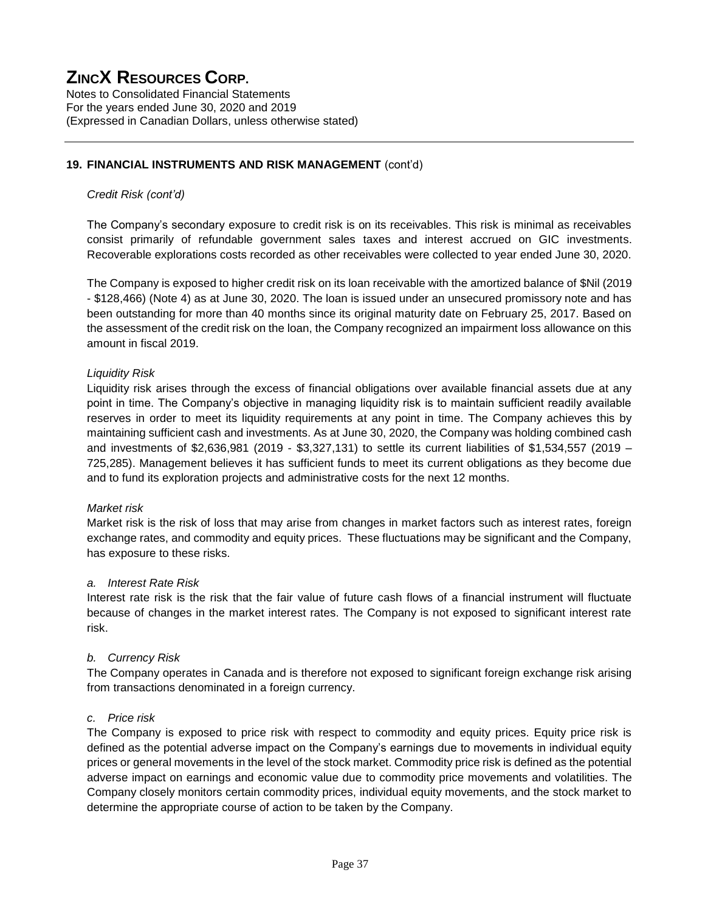## 19. FINANCIAL INSTRUMENTS AND RISK MANAGEMENT (cont'd)

*Credit Risk (cont'd)*

The Company's secondary exposure to credit risk is on its receivables. This risk is minimal as receivables consist primarily of refundable government sales taxes and interest accrued on GIC investments. Recoverable explorations costs recorded as other receivables were collected to year ended June 30, 2020.

The Company is exposed to higher credit risk on its loan receivable with the amortized balance of $Nil (2019 - $128,466) (Note 4) as at June 30, 2020. The loan is issued under an unsecured promissory note and has been outstanding for more than 40 months since its original maturity date on February 25, 2017. Based on the assessment of the credit risk on the loan, the Company recognized an impairment loss allowance on this amount in fiscal 2019.

*Liquidity Risk*

Liquidity risk arises through the excess of financial obligations over available financial assets due at any point in time. The Company's objective in managing liquidity risk is to maintain sufficient readily available reserves in order to meet its liquidity requirements at any point in time. The Company achieves this by maintaining sufficient cash and investments. As at June 30, 2020, the Company was holding combined cash and investments of $2,636,981 (2019 - $3,327,131) to settle its current liabilities of $1,534,557 (2019 – 725,285). Management believes it has sufficient funds to meet its current obligations as they become due and to fund its exploration projects and administrative costs for the next 12 months.

*Market risk*

Market risk is the risk of loss that may arise from changes in market factors such as interest rates, foreign exchange rates, and commodity and equity prices. These fluctuations may be significant and the Company, has exposure to these risks.

*a. Interest Rate Risk*

Interest rate risk is the risk that the fair value of future cash flows of a financial instrument will fluctuate because of changes in the market interest rates. The Company is not exposed to significant interest rate risk.

*b. Currency Risk*

The Company operates in Canada and is therefore not exposed to significant foreign exchange risk arising from transactions denominated in a foreign currency.

*c. Price risk*

The Company is exposed to price risk with respect to commodity and equity prices. Equity price risk is defined as the potential adverse impact on the Company's earnings due to movements in individual equity prices or general movements in the level of the stock market. Commodity price risk is defined as the potential adverse impact on earnings and economic value due to commodity price movements and volatilities. The Company closely monitors certain commodity prices, individual equity movements, and the stock market to determine the appropriate course of action to be taken by the Company.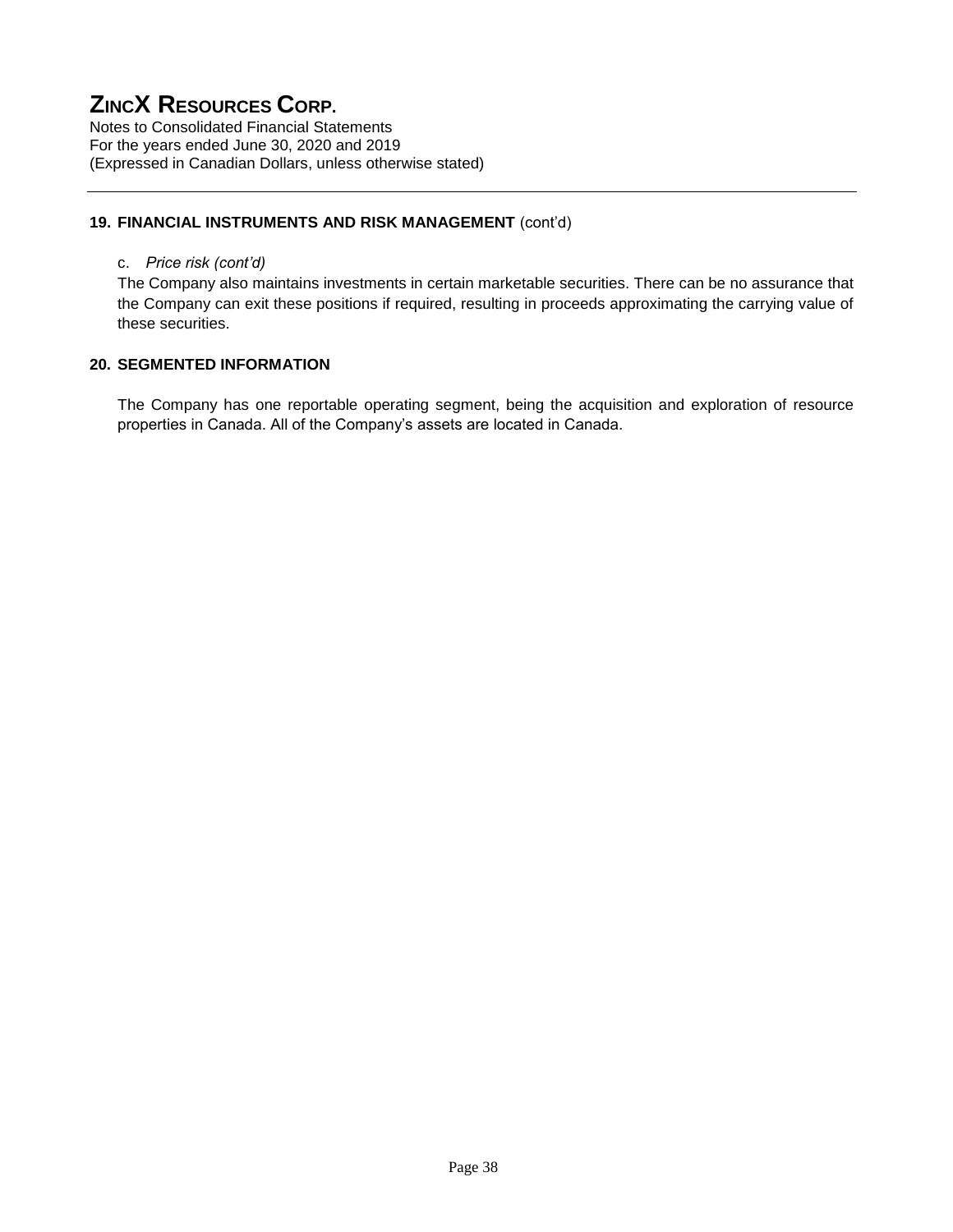## 19. FINANCIAL INSTRUMENTS AND RISK MANAGEMENT (cont'd)

c. *Price risk (cont'd)*

The Company also maintains investments in certain marketable securities. There can be no assurance that the Company can exit these positions if required, resulting in proceeds approximating the carrying value of these securities.

## 20. SEGMENTED INFORMATION

The Company has one reportable operating segment, being the acquisition and exploration of resource properties in Canada. All of the Company's assets are located in Canada.